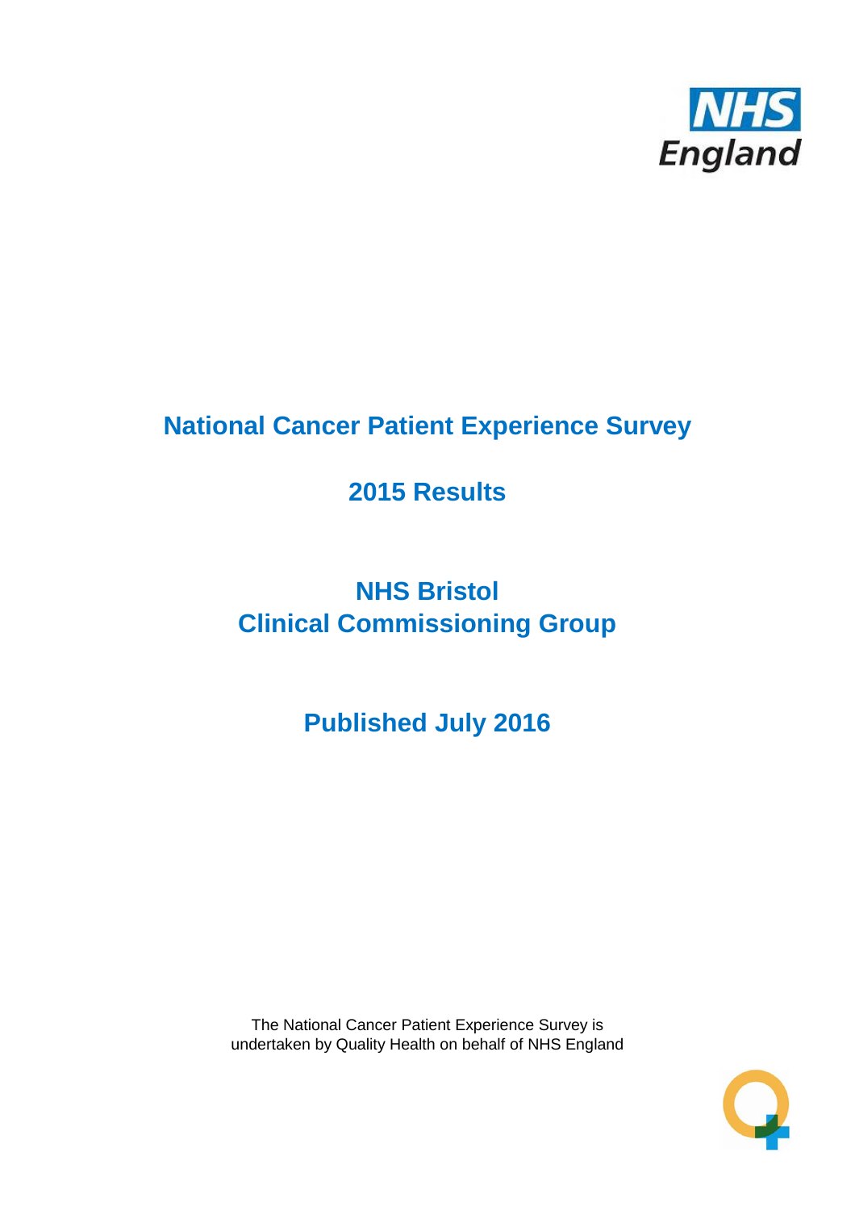NHS England

# National Cancer Patient Experience Survey

## 2015 Results

## NHS Bristol
## Clinical Commissioning Group

## Published July 2016

The National Cancer Patient Experience Survey is undertaken by Quality Health on behalf of NHS England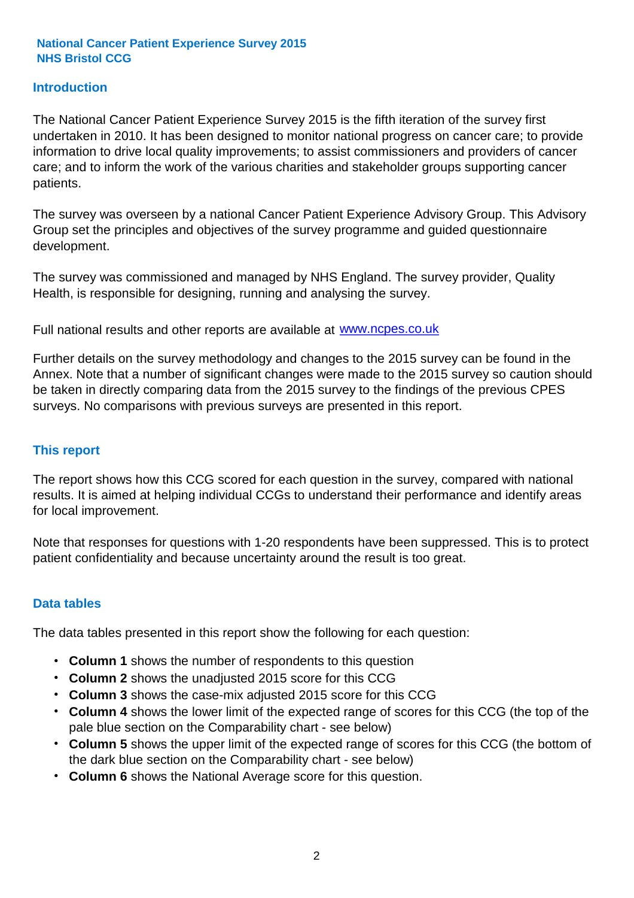**National Cancer Patient Experience Survey 2015**
**NHS Bristol CCG**

## Introduction

The National Cancer Patient Experience Survey 2015 is the fifth iteration of the survey first undertaken in 2010. It has been designed to monitor national progress on cancer care; to provide information to drive local quality improvements; to assist commissioners and providers of cancer care; and to inform the work of the various charities and stakeholder groups supporting cancer patients.

The survey was overseen by a national Cancer Patient Experience Advisory Group. This Advisory Group set the principles and objectives of the survey programme and guided questionnaire development.

The survey was commissioned and managed by NHS England. The survey provider, Quality Health, is responsible for designing, running and analysing the survey.

Full national results and other reports are available at [www.ncpes.co.uk](http://www.ncpes.co.uk)

Further details on the survey methodology and changes to the 2015 survey can be found in the Annex. Note that a number of significant changes were made to the 2015 survey so caution should be taken in directly comparing data from the 2015 survey to the findings of the previous CPES surveys. No comparisons with previous surveys are presented in this report.

## This report

The report shows how this CCG scored for each question in the survey, compared with national results. It is aimed at helping individual CCGs to understand their performance and identify areas for local improvement.

Note that responses for questions with 1-20 respondents have been suppressed. This is to protect patient confidentiality and because uncertainty around the result is too great.

## Data tables

The data tables presented in this report show the following for each question:

- **Column 1** shows the number of respondents to this question
- **Column 2** shows the unadjusted 2015 score for this CCG
- **Column 3** shows the case-mix adjusted 2015 score for this CCG
- **Column 4** shows the lower limit of the expected range of scores for this CCG (the top of the pale blue section on the Comparability chart - see below)
- **Column 5** shows the upper limit of the expected range of scores for this CCG (the bottom of the dark blue section on the Comparability chart - see below)
- **Column 6** shows the National Average score for this question.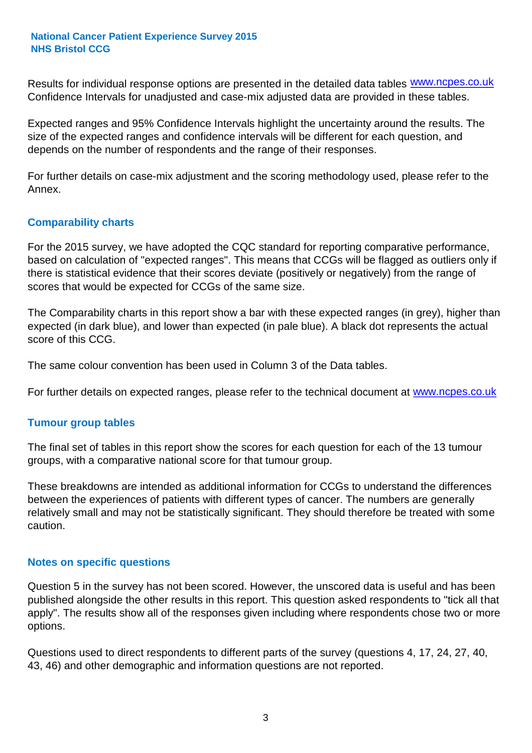Results for individual response options are presented in the detailed data tables www.ncpes.co.uk Confidence Intervals for unadjusted and case-mix adjusted data are provided in these tables.

Expected ranges and 95% Confidence Intervals highlight the uncertainty around the results. The size of the expected ranges and confidence intervals will be different for each question, and depends on the number of respondents and the range of their responses.

For further details on case-mix adjustment and the scoring methodology used, please refer to the Annex.

## Comparability charts

For the 2015 survey, we have adopted the CQC standard for reporting comparative performance, based on calculation of "expected ranges". This means that CCGs will be flagged as outliers only if there is statistical evidence that their scores deviate (positively or negatively) from the range of scores that would be expected for CCGs of the same size.

The Comparability charts in this report show a bar with these expected ranges (in grey), higher than expected (in dark blue), and lower than expected (in pale blue). A black dot represents the actual score of this CCG.

The same colour convention has been used in Column 3 of the Data tables.

For further details on expected ranges, please refer to the technical document at www.ncpes.co.uk

## Tumour group tables

The final set of tables in this report show the scores for each question for each of the 13 tumour groups, with a comparative national score for that tumour group.

These breakdowns are intended as additional information for CCGs to understand the differences between the experiences of patients with different types of cancer. The numbers are generally relatively small and may not be statistically significant. They should therefore be treated with some caution.

## Notes on specific questions

Question 5 in the survey has not been scored. However, the unscored data is useful and has been published alongside the other results in this report. This question asked respondents to "tick all that apply". The results show all of the responses given including where respondents chose two or more options.

Questions used to direct respondents to different parts of the survey (questions 4, 17, 24, 27, 40, 43, 46) and other demographic and information questions are not reported.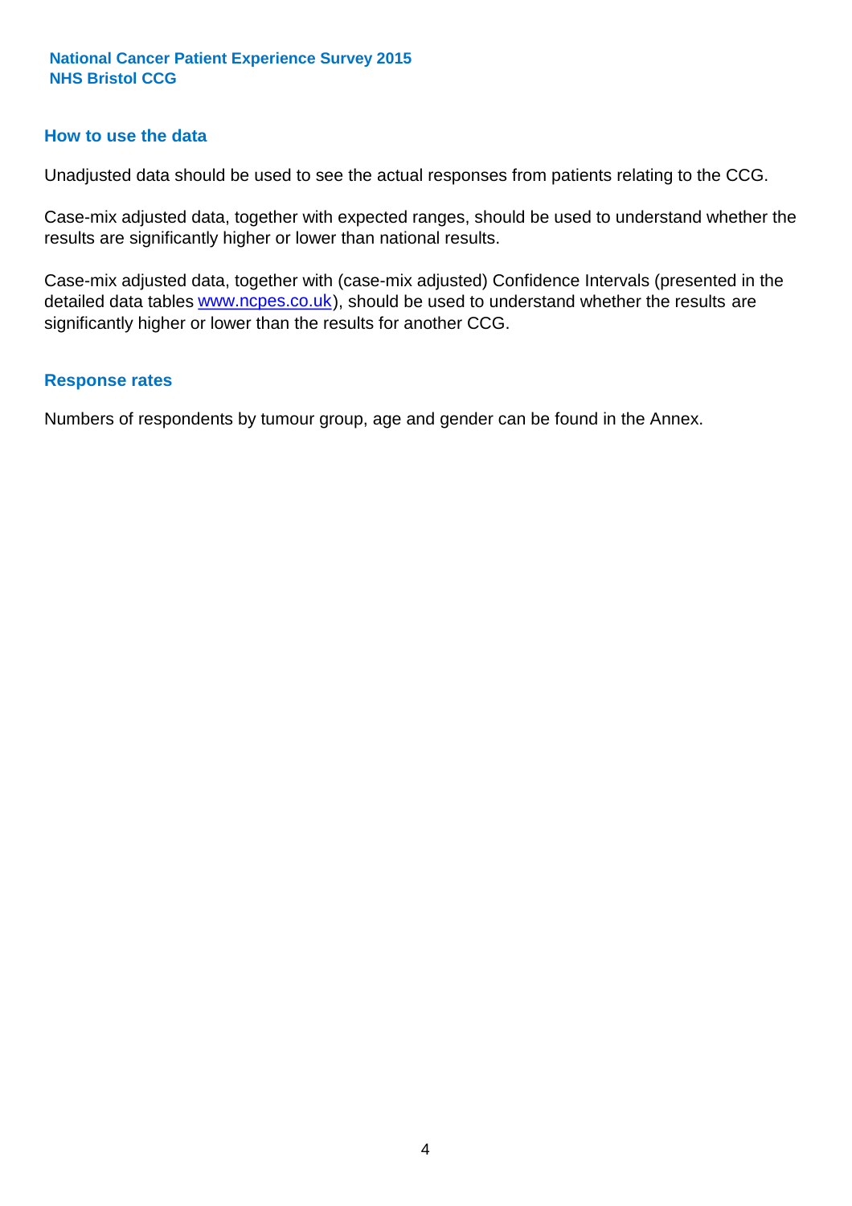## How to use the data

Unadjusted data should be used to see the actual responses from patients relating to the CCG.

Case-mix adjusted data, together with expected ranges, should be used to understand whether the results are significantly higher or lower than national results.

Case-mix adjusted data, together with (case-mix adjusted) Confidence Intervals (presented in the detailed data tables www.ncpes.co.uk), should be used to understand whether the results are significantly higher or lower than the results for another CCG.

## Response rates

Numbers of respondents by tumour group, age and gender can be found in the Annex.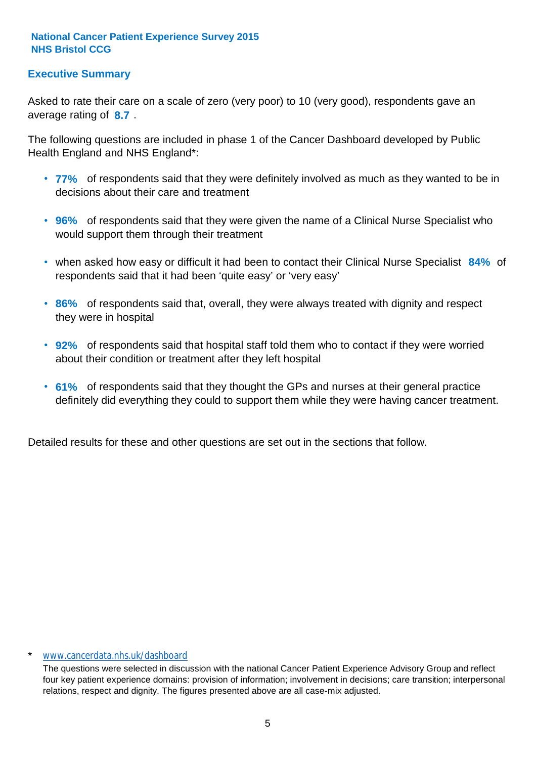National Cancer Patient Experience Survey 2015
NHS Bristol CCG

## Executive Summary

Asked to rate their care on a scale of zero (very poor) to 10 (very good), respondents gave an average rating of **8.7** .

The following questions are included in phase 1 of the Cancer Dashboard developed by Public Health England and NHS England*:

- **77%** of respondents said that they were definitely involved as much as they wanted to be in decisions about their care and treatment
- **96%** of respondents said that they were given the name of a Clinical Nurse Specialist who would support them through their treatment
- when asked how easy or difficult it had been to contact their Clinical Nurse Specialist **84%** of respondents said that it had been 'quite easy' or 'very easy'
- **86%** of respondents said that, overall, they were always treated with dignity and respect they were in hospital
- **92%** of respondents said that hospital staff told them who to contact if they were worried about their condition or treatment after they left hospital
- **61%** of respondents said that they thought the GPs and nurses at their general practice definitely did everything they could to support them while they were having cancer treatment.

Detailed results for these and other questions are set out in the sections that follow.

\* www.cancerdata.nhs.uk/dashboard

The questions were selected in discussion with the national Cancer Patient Experience Advisory Group and reflect four key patient experience domains: provision of information; involvement in decisions; care transition; interpersonal relations, respect and dignity. The figures presented above are all case-mix adjusted.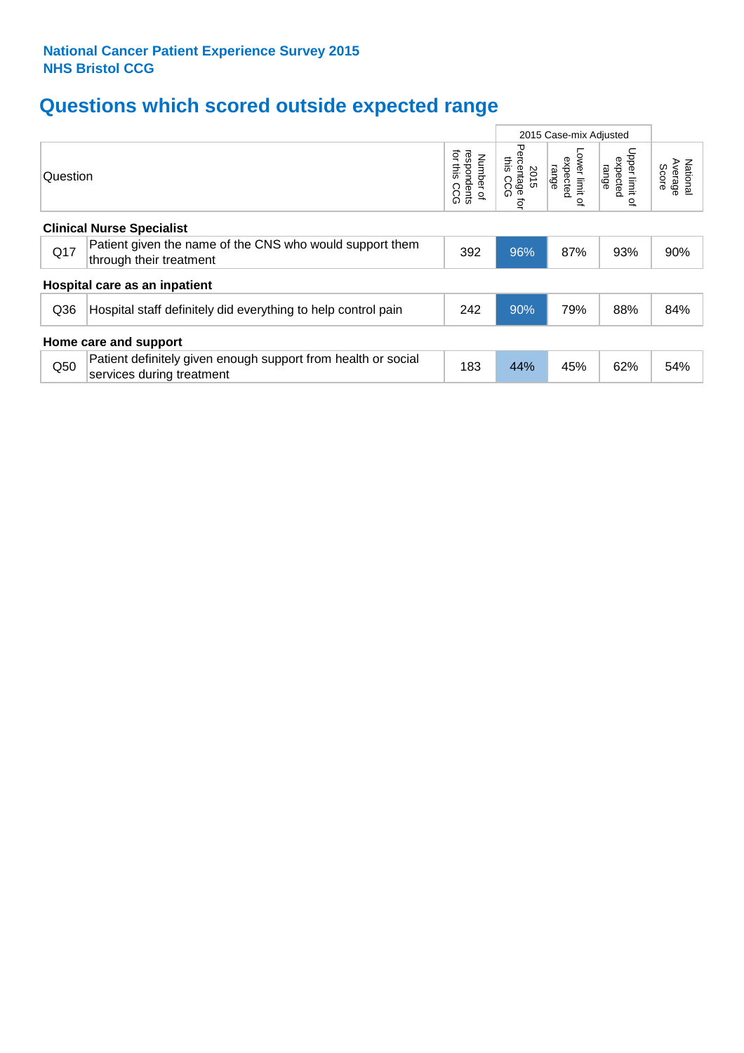**National Cancer Patient Experience Survey 2015**
**NHS Bristol CCG**

# Questions which scored outside expected range

| Question | | Number of respondents for this CCG | 2015 Case-mix Adjusted | | | National Average Score |
|---|---|---|---|---|---|---|
| | | | 2015 Percentage for this CCG | Lower limit of expected range | Upper limit of expected range | |
| **Clinical Nurse Specialist** | | | | | | |
| Q17 | Patient given the name of the CNS who would support them through their treatment | 392 | 96% | 87% | 93% | 90% |
| **Hospital care as an inpatient** | | | | | | |
| Q36 | Hospital staff definitely did everything to help control pain | 242 | 90% | 79% | 88% | 84% |
| **Home care and support** | | | | | | |
| Q50 | Patient definitely given enough support from health or social services during treatment | 183 | 44% | 45% | 62% | 54% |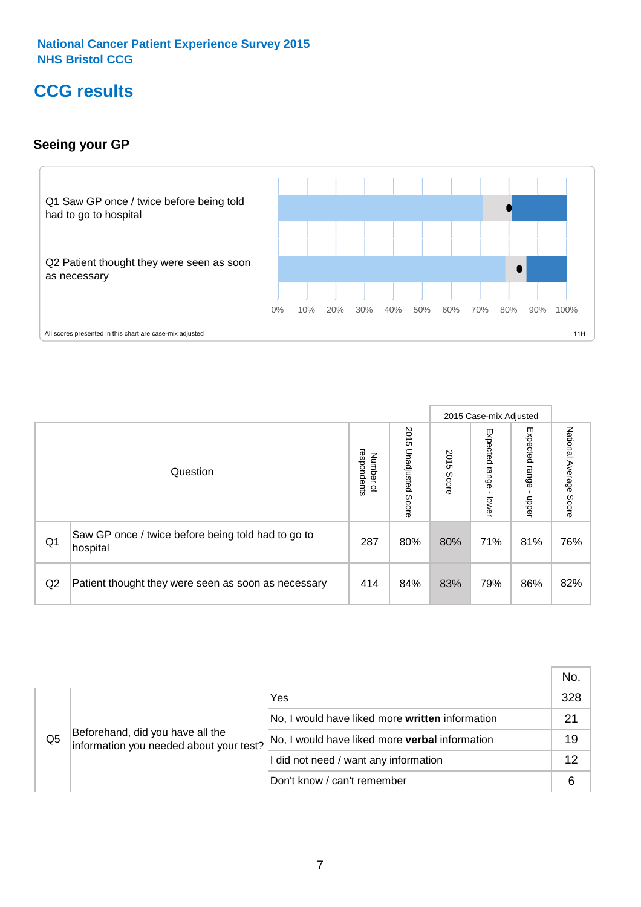National Cancer Patient Experience Survey 2015
NHS Bristol CCG

# CCG results

## Seeing your GP

Q1 Saw GP once / twice before being told had to go to hospital

Q2 Patient thought they were seen as soon as necessary

0% 10% 20% 30% 40% 50% 60% 70% 80% 90% 100%

All scores presented in this chart are case-mix adjusted

11H

| | Question | Number of respondents | 2015 Unadjusted Score | 2015 Case-mix Adjusted: 2015 Score | 2015 Case-mix Adjusted: Expected range - lower | 2015 Case-mix Adjusted: Expected range - upper | National Average Score |
|---|---|---|---|---|---|---|---|
| Q1 | Saw GP once / twice before being told had to go to hospital | 287 | 80% | 80% | 71% | 81% | 76% |
| Q2 | Patient thought they were seen as soon as necessary | 414 | 84% | 83% | 79% | 86% | 82% |

| | Question | Response | No. |
|---|---|---|---|
| Q5 | Beforehand, did you have all the information you needed about your test? | Yes | 328 |
| | | No, I would have liked more **written** information | 21 |
| | | No, I would have liked more **verbal** information | 19 |
| | | I did not need / want any information | 12 |
| | | Don't know / can't remember | 6 |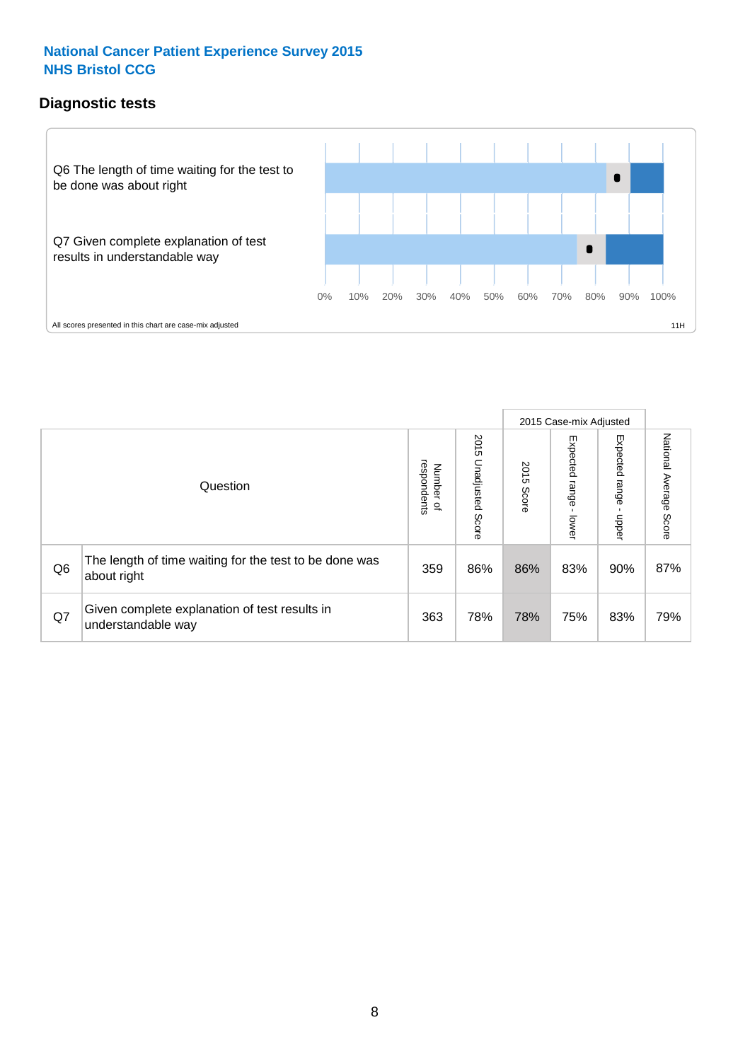**National Cancer Patient Experience Survey 2015**
**NHS Bristol CCG**

## Diagnostic tests

Q6 The length of time waiting for the test to be done was about right

Q7 Given complete explanation of test results in understandable way

0% 10% 20% 30% 40% 50% 60% 70% 80% 90% 100%

All scores presented in this chart are case-mix adjusted

11H

| | Question | Number of respondents | 2015 Unadjusted Score | 2015 Case-mix Adjusted: 2015 Score | 2015 Case-mix Adjusted: Expected range - lower | 2015 Case-mix Adjusted: Expected range - upper | National Average Score |
|---|---|---|---|---|---|---|---|
| Q6 | The length of time waiting for the test to be done was about right | 359 | 86% | 86% | 83% | 90% | 87% |
| Q7 | Given complete explanation of test results in understandable way | 363 | 78% | 78% | 75% | 83% | 79% |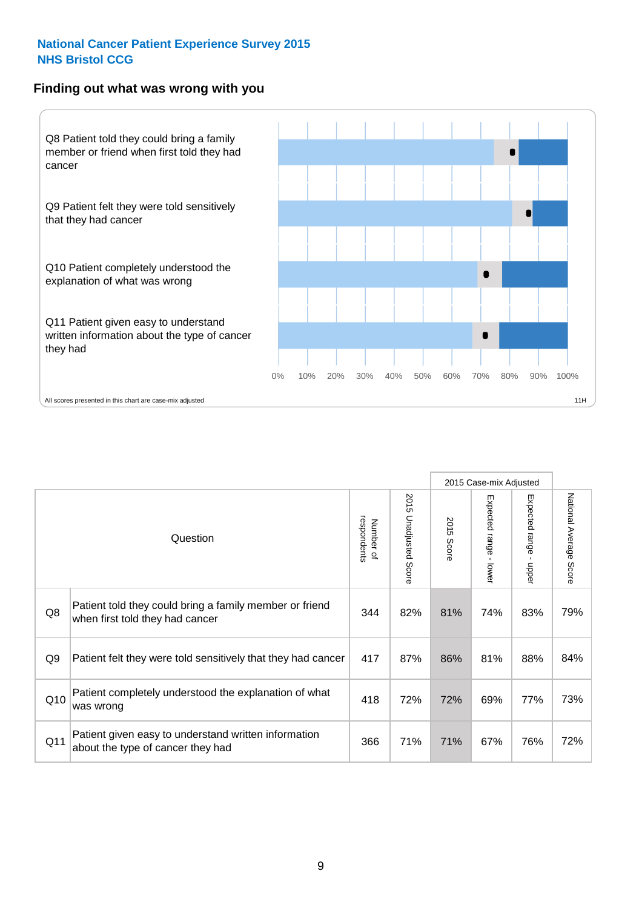National Cancer Patient Experience Survey 2015
NHS Bristol CCG

## Finding out what was wrong with you

Q8 Patient told they could bring a family member or friend when first told they had cancer

Q9 Patient felt they were told sensitively that they had cancer

Q10 Patient completely understood the explanation of what was wrong

Q11 Patient given easy to understand written information about the type of cancer they had

0% 10% 20% 30% 40% 50% 60% 70% 80% 90% 100%

All scores presented in this chart are case-mix adjusted

11H

| | Question | Number of respondents | 2015 Unadjusted Score | 2015 Case-mix Adjusted 2015 Score | 2015 Case-mix Adjusted Expected range - lower | 2015 Case-mix Adjusted Expected range - upper | National Average Score |
|---|---|---|---|---|---|---|---|
| Q8 | Patient told they could bring a family member or friend when first told they had cancer | 344 | 82% | 81% | 74% | 83% | 79% |
| Q9 | Patient felt they were told sensitively that they had cancer | 417 | 87% | 86% | 81% | 88% | 84% |
| Q10 | Patient completely understood the explanation of what was wrong | 418 | 72% | 72% | 69% | 77% | 73% |
| Q11 | Patient given easy to understand written information about the type of cancer they had | 366 | 71% | 71% | 67% | 76% | 72% |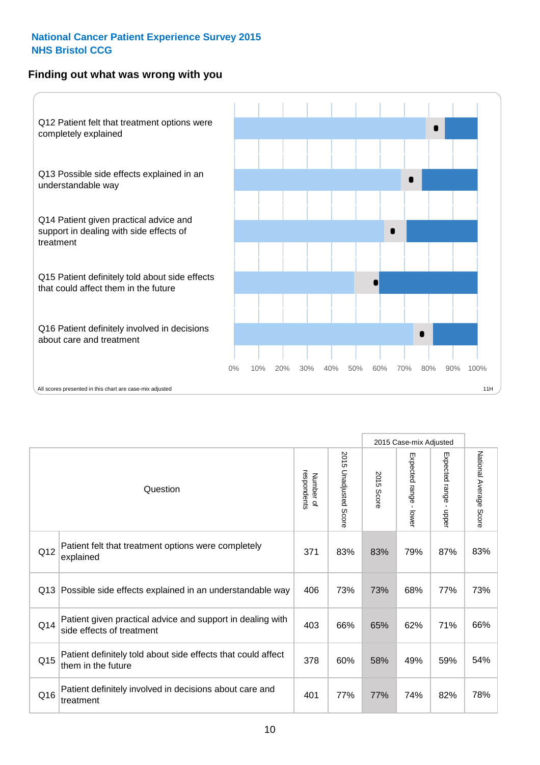**National Cancer Patient Experience Survey 2015**
**NHS Bristol CCG**

## Finding out what was wrong with you

Q12 Patient felt that treatment options were completely explained

Q13 Possible side effects explained in an understandable way

Q14 Patient given practical advice and support in dealing with side effects of treatment

Q15 Patient definitely told about side effects that could affect them in the future

Q16 Patient definitely involved in decisions about care and treatment

0% 10% 20% 30% 40% 50% 60% 70% 80% 90% 100%

All scores presented in this chart are case-mix adjusted

11H

| | Question | Number of respondents | 2015 Unadjusted Score | 2015 Case-mix Adjusted: 2015 Score | 2015 Case-mix Adjusted: Expected range - lower | 2015 Case-mix Adjusted: Expected range - upper | National Average Score |
|---|---|---|---|---|---|---|---|
| Q12 | Patient felt that treatment options were completely explained | 371 | 83% | 83% | 79% | 87% | 83% |
| Q13 | Possible side effects explained in an understandable way | 406 | 73% | 73% | 68% | 77% | 73% |
| Q14 | Patient given practical advice and support in dealing with side effects of treatment | 403 | 66% | 65% | 62% | 71% | 66% |
| Q15 | Patient definitely told about side effects that could affect them in the future | 378 | 60% | 58% | 49% | 59% | 54% |
| Q16 | Patient definitely involved in decisions about care and treatment | 401 | 77% | 77% | 74% | 82% | 78% |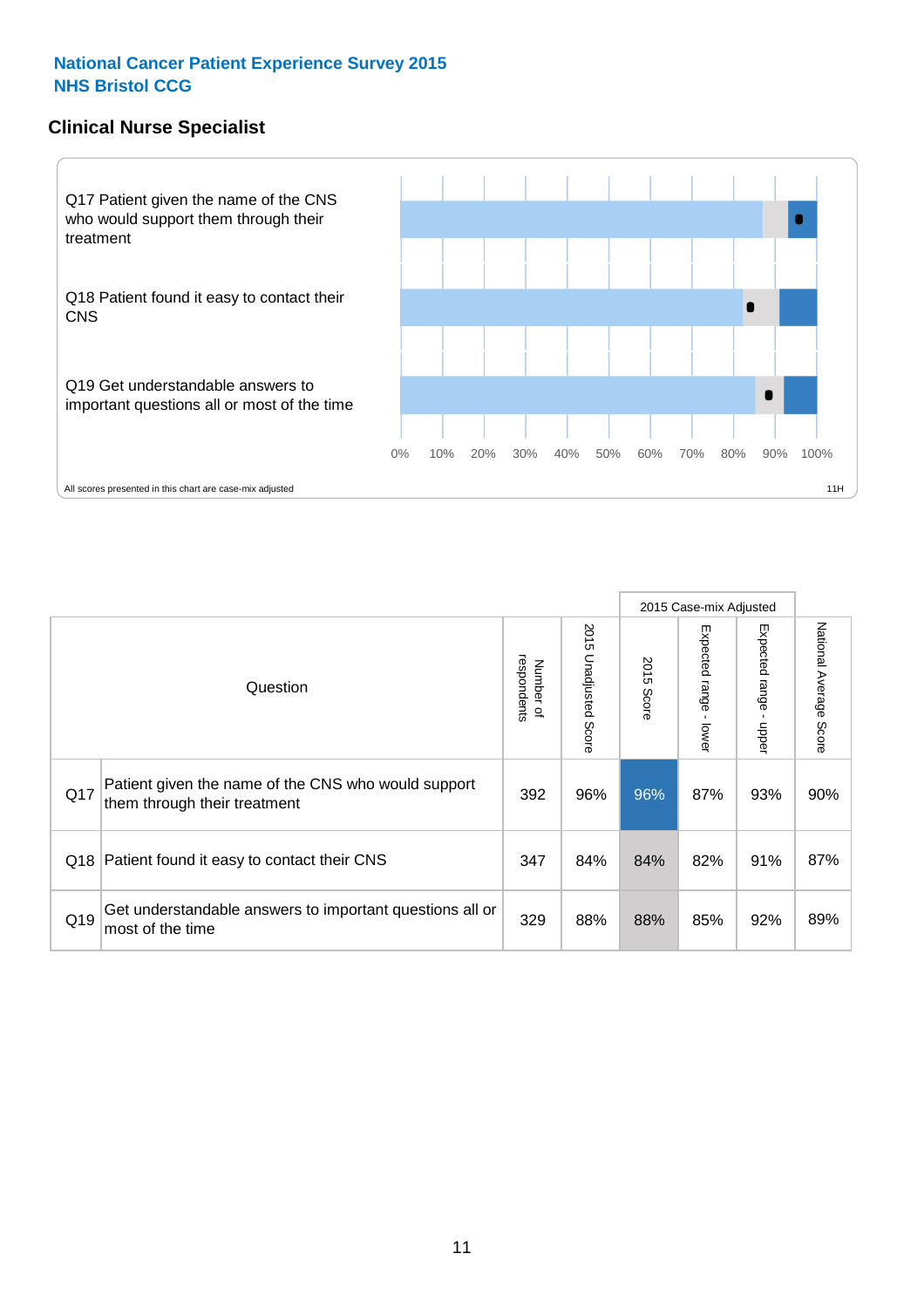**National Cancer Patient Experience Survey 2015**
**NHS Bristol CCG**

## Clinical Nurse Specialist

Q17 Patient given the name of the CNS who would support them through their treatment

Q18 Patient found it easy to contact their CNS

Q19 Get understandable answers to important questions all or most of the time

0% 10% 20% 30% 40% 50% 60% 70% 80% 90% 100%

All scores presented in this chart are case-mix adjusted

11H

| | Question | Number of respondents | 2015 Unadjusted Score | 2015 Case-mix Adjusted 2015 Score | Expected range - lower | Expected range - upper | National Average Score |
|---|---|---|---|---|---|---|---|
| Q17 | Patient given the name of the CNS who would support them through their treatment | 392 | 96% | 96% | 87% | 93% | 90% |
| Q18 | Patient found it easy to contact their CNS | 347 | 84% | 84% | 82% | 91% | 87% |
| Q19 | Get understandable answers to important questions all or most of the time | 329 | 88% | 88% | 85% | 92% | 89% |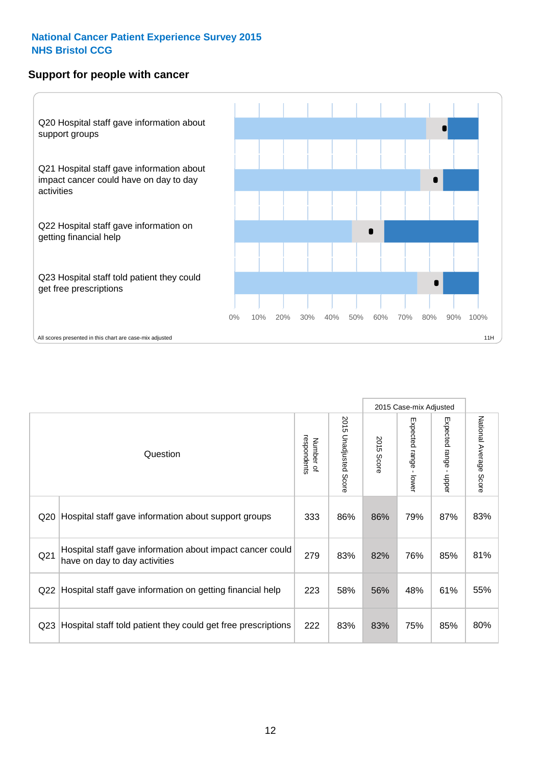**National Cancer Patient Experience Survey 2015**
**NHS Bristol CCG**

## Support for people with cancer

Q20 Hospital staff gave information about support groups

Q21 Hospital staff gave information about impact cancer could have on day to day activities

Q22 Hospital staff gave information on getting financial help

Q23 Hospital staff told patient they could get free prescriptions

0% 10% 20% 30% 40% 50% 60% 70% 80% 90% 100%

All scores presented in this chart are case-mix adjusted

11H

| | Question | Number of respondents | 2015 Unadjusted Score | 2015 Case-mix Adjusted: 2015 Score | 2015 Case-mix Adjusted: Expected range - lower | 2015 Case-mix Adjusted: Expected range - upper | National Average Score |
|---|---|---|---|---|---|---|---|
| Q20 | Hospital staff gave information about support groups | 333 | 86% | 86% | 79% | 87% | 83% |
| Q21 | Hospital staff gave information about impact cancer could have on day to day activities | 279 | 83% | 82% | 76% | 85% | 81% |
| Q22 | Hospital staff gave information on getting financial help | 223 | 58% | 56% | 48% | 61% | 55% |
| Q23 | Hospital staff told patient they could get free prescriptions | 222 | 83% | 83% | 75% | 85% | 80% |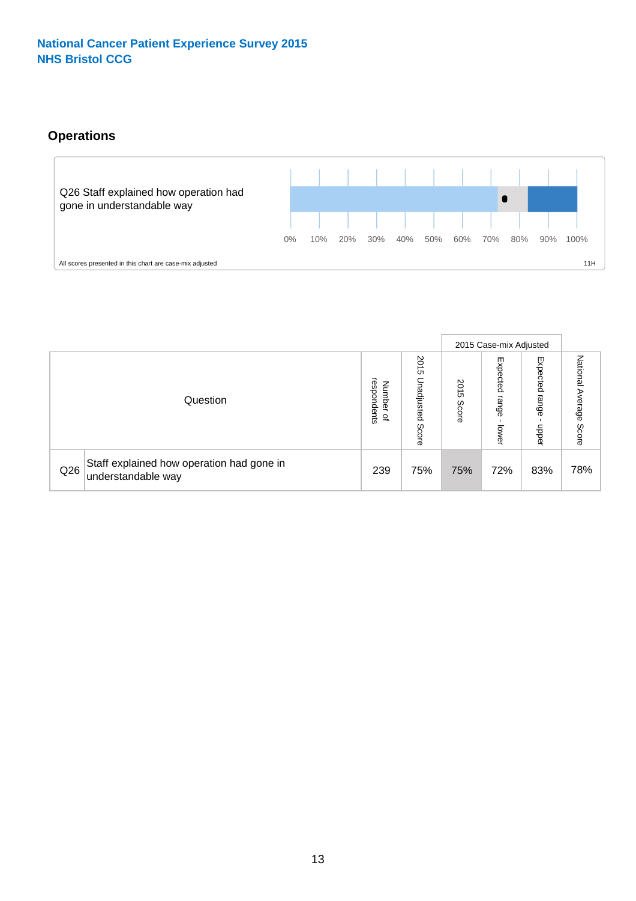National Cancer Patient Experience Survey 2015
NHS Bristol CCG

## Operations

Q26 Staff explained how operation had gone in understandable way

0% 10% 20% 30% 40% 50% 60% 70% 80% 90% 100%

All scores presented in this chart are case-mix adjusted

11H

| Question | | Number of respondents | 2015 Unadjusted Score | 2015 Case-mix Adjusted | | | National Average Score |
|---|---|---|---|---|---|---|---|
| | | | | 2015 Score | Expected range - lower | Expected range - upper | |
| Q26 | Staff explained how operation had gone in understandable way | 239 | 75% | 75% | 72% | 83% | 78% |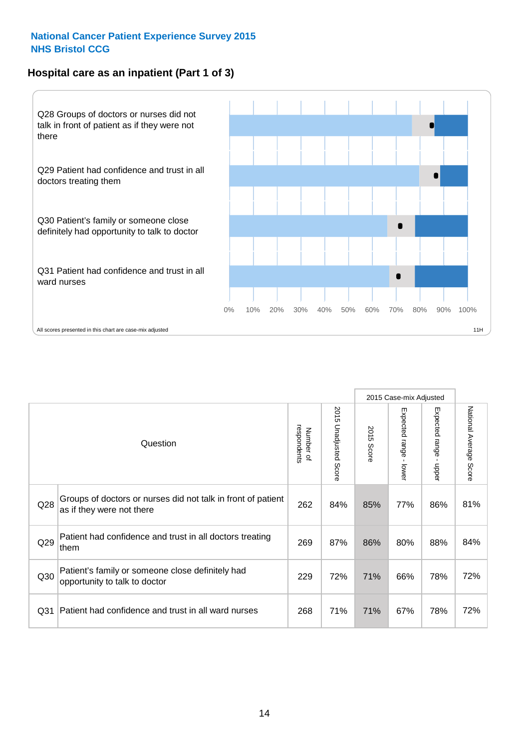# National Cancer Patient Experience Survey 2015
## NHS Bristol CCG

### Hospital care as an inpatient (Part 1 of 3)

Q28 Groups of doctors or nurses did not talk in front of patient as if they were not there

Q29 Patient had confidence and trust in all doctors treating them

Q30 Patient's family or someone close definitely had opportunity to talk to doctor

Q31 Patient had confidence and trust in all ward nurses

0% 10% 20% 30% 40% 50% 60% 70% 80% 90% 100%

All scores presented in this chart are case-mix adjusted

11H

| | Question | Number of respondents | 2015 Unadjusted Score | 2015 Case-mix Adjusted: 2015 Score | 2015 Case-mix Adjusted: Expected range - lower | 2015 Case-mix Adjusted: Expected range - upper | National Average Score |
|---|---|---|---|---|---|---|---|
| Q28 | Groups of doctors or nurses did not talk in front of patient as if they were not there | 262 | 84% | 85% | 77% | 86% | 81% |
| Q29 | Patient had confidence and trust in all doctors treating them | 269 | 87% | 86% | 80% | 88% | 84% |
| Q30 | Patient's family or someone close definitely had opportunity to talk to doctor | 229 | 72% | 71% | 66% | 78% | 72% |
| Q31 | Patient had confidence and trust in all ward nurses | 268 | 71% | 71% | 67% | 78% | 72% |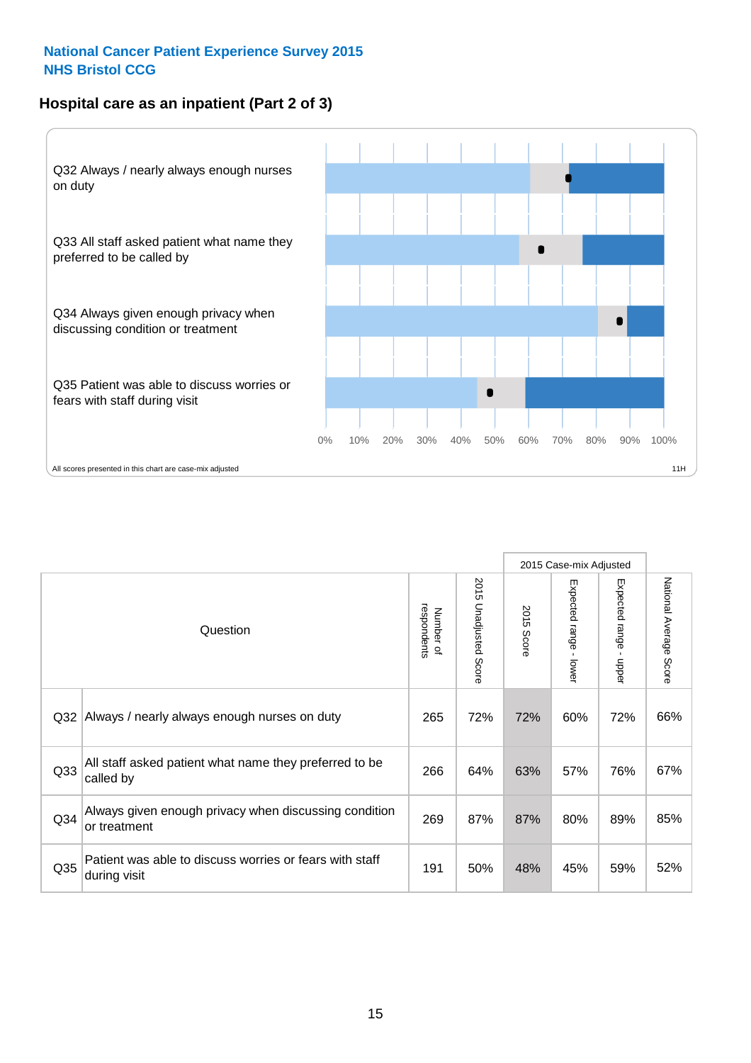National Cancer Patient Experience Survey 2015
NHS Bristol CCG

## Hospital care as an inpatient (Part 2 of 3)

Q32 Always / nearly always enough nurses on duty

Q33 All staff asked patient what name they preferred to be called by

Q34 Always given enough privacy when discussing condition or treatment

Q35 Patient was able to discuss worries or fears with staff during visit

0% 10% 20% 30% 40% 50% 60% 70% 80% 90% 100%

All scores presented in this chart are case-mix adjusted

11H

| Question | | Number of respondents | 2015 Unadjusted Score | 2015 Case-mix Adjusted | | | National Average Score |
|---|---|---|---|---|---|---|---|
| | | | | 2015 Score | Expected range - lower | Expected range - upper | |
| Q32 | Always / nearly always enough nurses on duty | 265 | 72% | 72% | 60% | 72% | 66% |
| Q33 | All staff asked patient what name they preferred to be called by | 266 | 64% | 63% | 57% | 76% | 67% |
| Q34 | Always given enough privacy when discussing condition or treatment | 269 | 87% | 87% | 80% | 89% | 85% |
| Q35 | Patient was able to discuss worries or fears with staff during visit | 191 | 50% | 48% | 45% | 59% | 52% |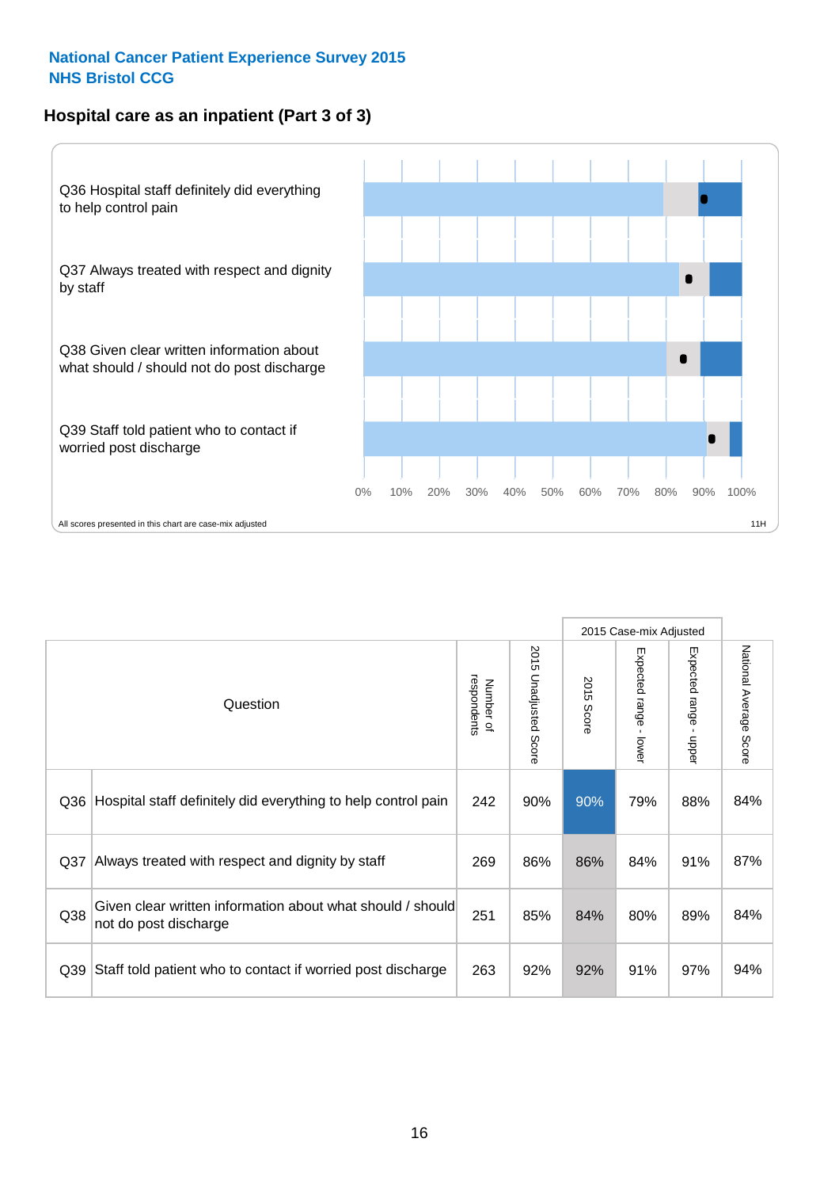**National Cancer Patient Experience Survey 2015**
**NHS Bristol CCG**

## Hospital care as an inpatient (Part 3 of 3)

Q36 Hospital staff definitely did everything to help control pain

Q37 Always treated with respect and dignity by staff

Q38 Given clear written information about what should / should not do post discharge

Q39 Staff told patient who to contact if worried post discharge

0% 10% 20% 30% 40% 50% 60% 70% 80% 90% 100%

All scores presented in this chart are case-mix adjusted

11H

| Question | | Number of respondents | 2015 Unadjusted Score | 2015 Case-mix Adjusted: 2015 Score | 2015 Case-mix Adjusted: Expected range - lower | 2015 Case-mix Adjusted: Expected range - upper | National Average Score |
|---|---|---|---|---|---|---|---|
| Q36 | Hospital staff definitely did everything to help control pain | 242 | 90% | 90% | 79% | 88% | 84% |
| Q37 | Always treated with respect and dignity by staff | 269 | 86% | 86% | 84% | 91% | 87% |
| Q38 | Given clear written information about what should / should not do post discharge | 251 | 85% | 84% | 80% | 89% | 84% |
| Q39 | Staff told patient who to contact if worried post discharge | 263 | 92% | 92% | 91% | 97% | 94% |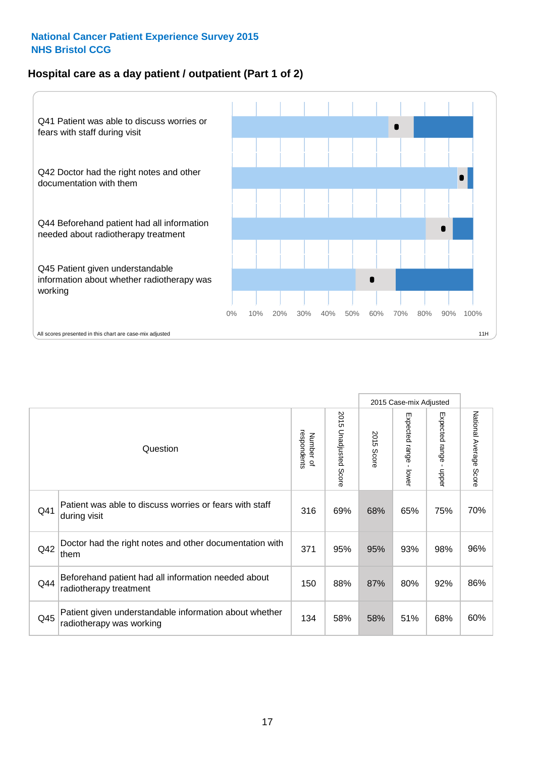**National Cancer Patient Experience Survey 2015**
**NHS Bristol CCG**

## Hospital care as a day patient / outpatient (Part 1 of 2)

Q41 Patient was able to discuss worries or fears with staff during visit

Q42 Doctor had the right notes and other documentation with them

Q44 Beforehand patient had all information needed about radiotherapy treatment

Q45 Patient given understandable information about whether radiotherapy was working

0% 10% 20% 30% 40% 50% 60% 70% 80% 90% 100%

All scores presented in this chart are case-mix adjusted

11H

| | Question | Number of respondents | 2015 Unadjusted Score | 2015 Case-mix Adjusted | | | National Average Score |
|---|---|---|---|---|---|---|---|
| | | | | 2015 Score | Expected range - lower | Expected range - upper | |
| Q41 | Patient was able to discuss worries or fears with staff during visit | 316 | 69% | 68% | 65% | 75% | 70% |
| Q42 | Doctor had the right notes and other documentation with them | 371 | 95% | 95% | 93% | 98% | 96% |
| Q44 | Beforehand patient had all information needed about radiotherapy treatment | 150 | 88% | 87% | 80% | 92% | 86% |
| Q45 | Patient given understandable information about whether radiotherapy was working | 134 | 58% | 58% | 51% | 68% | 60% |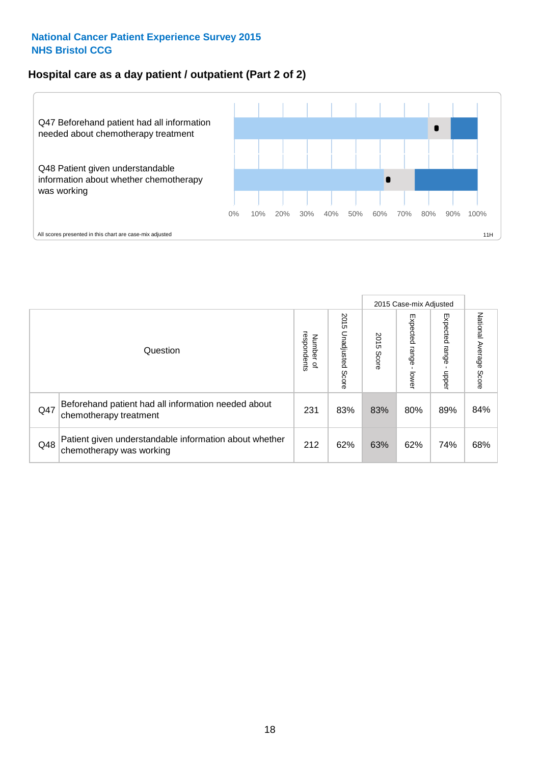**National Cancer Patient Experience Survey 2015**
**NHS Bristol CCG**

## Hospital care as a day patient / outpatient (Part 2 of 2)

Q47 Beforehand patient had all information needed about chemotherapy treatment

Q48 Patient given understandable information about whether chemotherapy was working

0% 10% 20% 30% 40% 50% 60% 70% 80% 90% 100%

All scores presented in this chart are case-mix adjusted

11H

| Question | | Number of respondents | 2015 Unadjusted Score | 2015 Case-mix Adjusted | | | National Average Score |
|---|---|---|---|---|---|---|---|
| | | | | 2015 Score | Expected range - lower | Expected range - upper | |
| Q47 | Beforehand patient had all information needed about chemotherapy treatment | 231 | 83% | 83% | 80% | 89% | 84% |
| Q48 | Patient given understandable information about whether chemotherapy was working | 212 | 62% | 63% | 62% | 74% | 68% |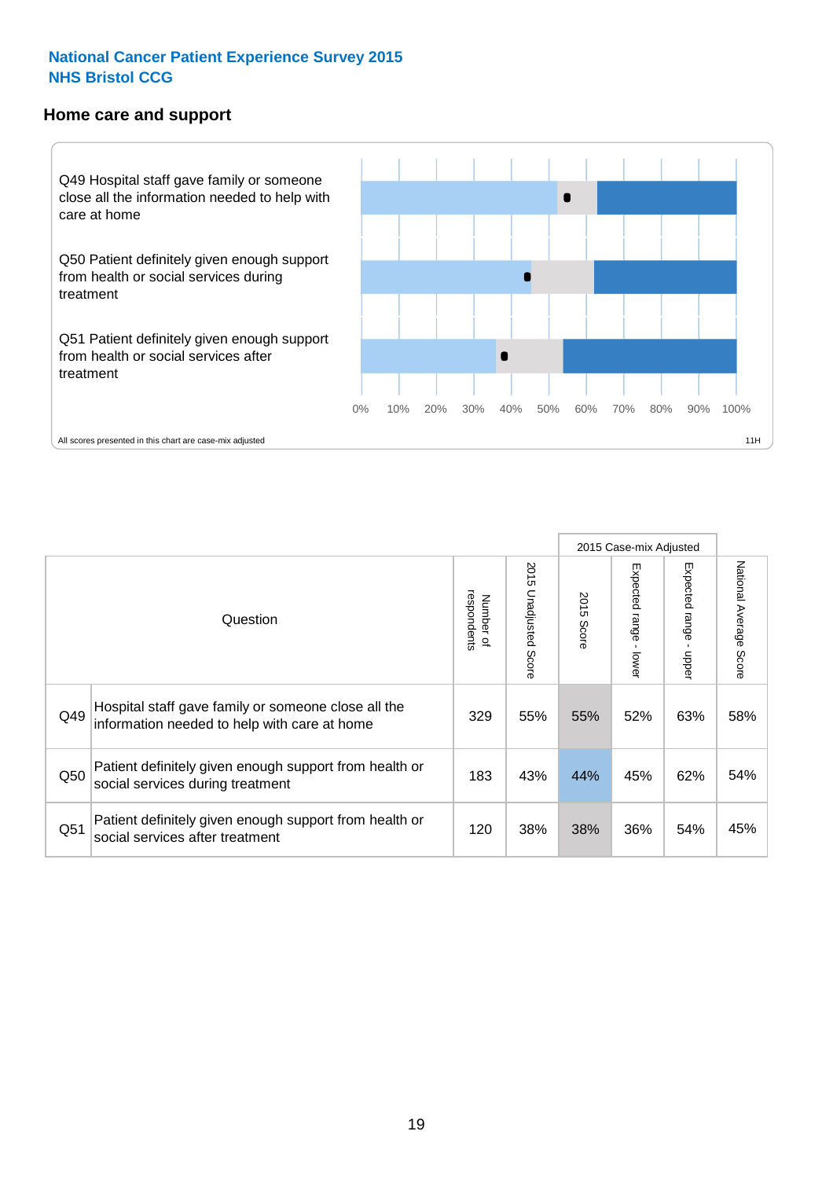**National Cancer Patient Experience Survey 2015**
**NHS Bristol CCG**

## Home care and support

Q49 Hospital staff gave family or someone close all the information needed to help with care at home

Q50 Patient definitely given enough support from health or social services during treatment

Q51 Patient definitely given enough support from health or social services after treatment

0% 10% 20% 30% 40% 50% 60% 70% 80% 90% 100%

All scores presented in this chart are case-mix adjusted

11H

| | Question | Number of respondents | 2015 Unadjusted Score | 2015 Case-mix Adjusted: 2015 Score | 2015 Case-mix Adjusted: Expected range - lower | 2015 Case-mix Adjusted: Expected range - upper | National Average Score |
|---|---|---|---|---|---|---|---|
| Q49 | Hospital staff gave family or someone close all the information needed to help with care at home | 329 | 55% | 55% | 52% | 63% | 58% |
| Q50 | Patient definitely given enough support from health or social services during treatment | 183 | 43% | 44% | 45% | 62% | 54% |
| Q51 | Patient definitely given enough support from health or social services after treatment | 120 | 38% | 38% | 36% | 54% | 45% |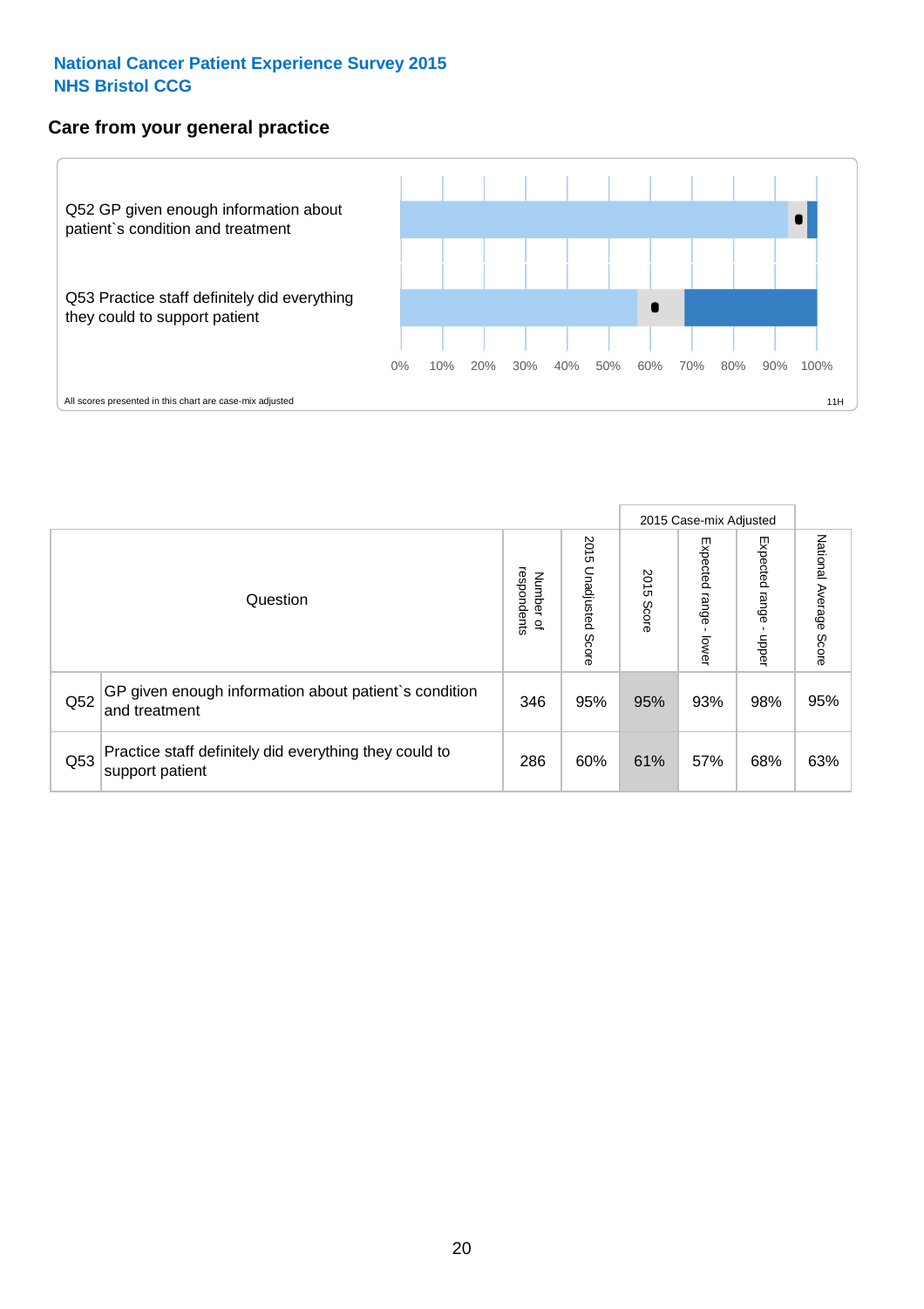**National Cancer Patient Experience Survey 2015**
**NHS Bristol CCG**

## Care from your general practice

Q52 GP given enough information about patient`s condition and treatment

Q53 Practice staff definitely did everything they could to support patient

0% 10% 20% 30% 40% 50% 60% 70% 80% 90% 100%

All scores presented in this chart are case-mix adjusted

11H

| Question | | Number of respondents | 2015 Unadjusted Score | 2015 Case-mix Adjusted: 2015 Score | 2015 Case-mix Adjusted: Expected range - lower | 2015 Case-mix Adjusted: Expected range - upper | National Average Score |
|---|---|---|---|---|---|---|---|
| Q52 | GP given enough information about patient`s condition and treatment | 346 | 95% | 95% | 93% | 98% | 95% |
| Q53 | Practice staff definitely did everything they could to support patient | 286 | 60% | 61% | 57% | 68% | 63% |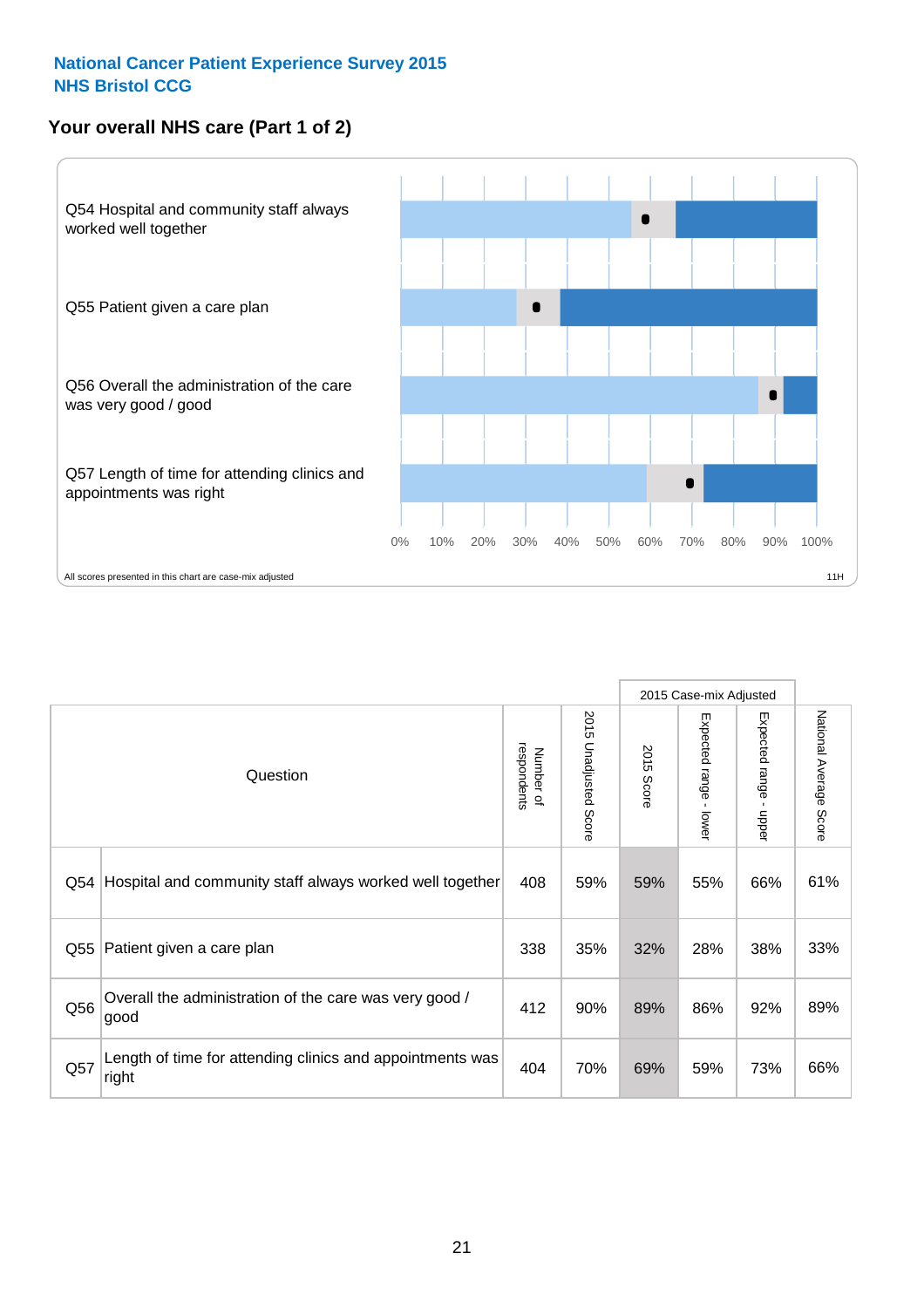**National Cancer Patient Experience Survey 2015**
**NHS Bristol CCG**

## Your overall NHS care (Part 1 of 2)

Q54 Hospital and community staff always worked well together

Q55 Patient given a care plan

Q56 Overall the administration of the care was very good / good

Q57 Length of time for attending clinics and appointments was right

0% 10% 20% 30% 40% 50% 60% 70% 80% 90% 100%

All scores presented in this chart are case-mix adjusted

11H

| Question | | Number of respondents | 2015 Unadjusted Score | 2015 Case-mix Adjusted: 2015 Score | 2015 Case-mix Adjusted: Expected range - lower | 2015 Case-mix Adjusted: Expected range - upper | National Average Score |
|---|---|---|---|---|---|---|---|
| Q54 | Hospital and community staff always worked well together | 408 | 59% | 59% | 55% | 66% | 61% |
| Q55 | Patient given a care plan | 338 | 35% | 32% | 28% | 38% | 33% |
| Q56 | Overall the administration of the care was very good / good | 412 | 90% | 89% | 86% | 92% | 89% |
| Q57 | Length of time for attending clinics and appointments was right | 404 | 70% | 69% | 59% | 73% | 66% |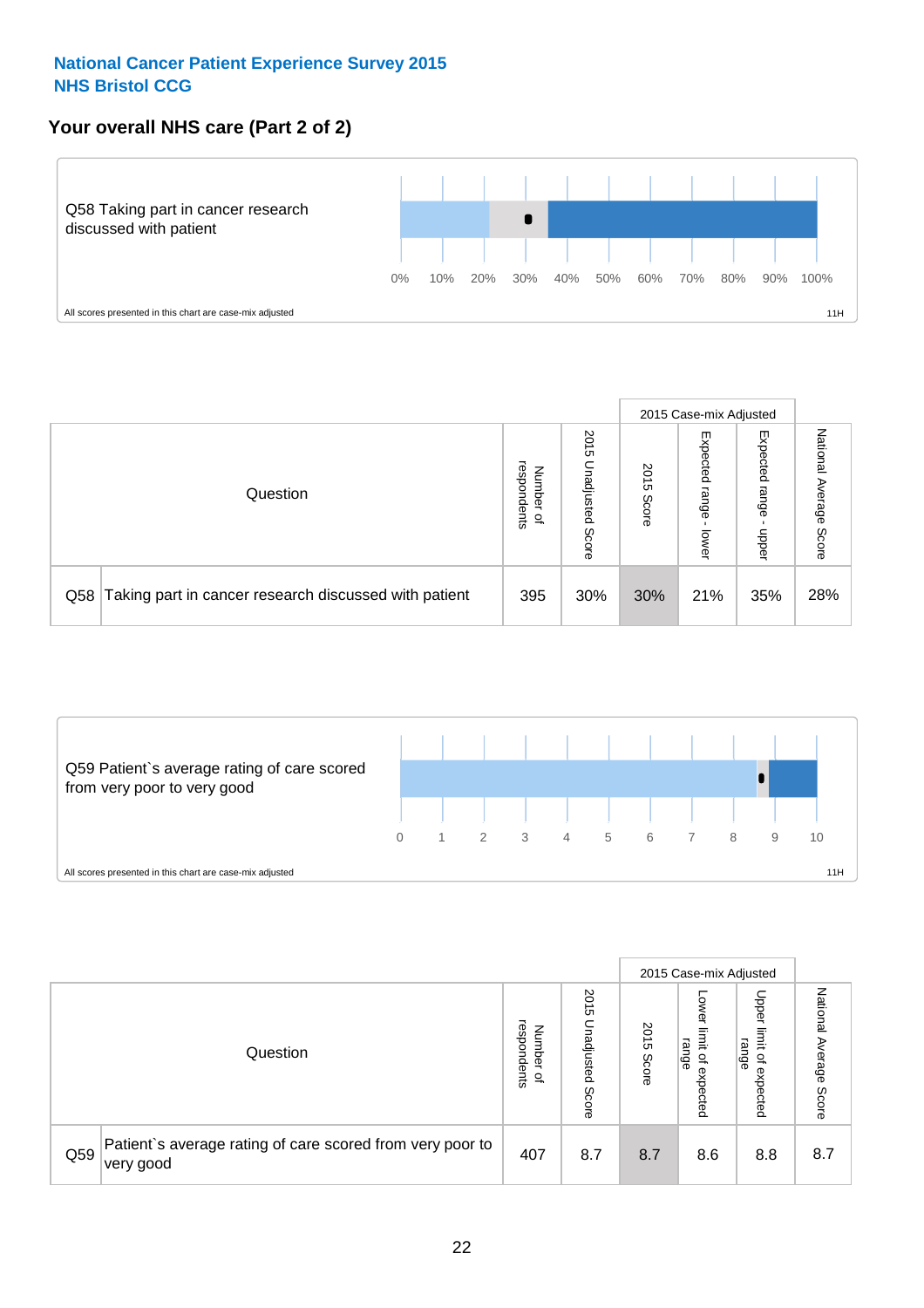**National Cancer Patient Experience Survey 2015**
**NHS Bristol CCG**

## Your overall NHS care (Part 2 of 2)

Q58 Taking part in cancer research discussed with patient

0% 10% 20% 30% 40% 50% 60% 70% 80% 90% 100%

All scores presented in this chart are case-mix adjusted

11H

| Question | | Number of respondents | 2015 Unadjusted Score | 2015 Case-mix Adjusted: 2015 Score | 2015 Case-mix Adjusted: Expected range - lower | 2015 Case-mix Adjusted: Expected range - upper | National Average Score |
|---|---|---|---|---|---|---|---|
| Q58 | Taking part in cancer research discussed with patient | 395 | 30% | 30% | 21% | 35% | 28% |

Q59 Patient`s average rating of care scored from very poor to very good

0 1 2 3 4 5 6 7 8 9 10

All scores presented in this chart are case-mix adjusted

11H

| Question | | Number of respondents | 2015 Unadjusted Score | 2015 Case-mix Adjusted: 2015 Score | 2015 Case-mix Adjusted: Lower limit of expected range | 2015 Case-mix Adjusted: Upper limit of expected range | National Average Score |
|---|---|---|---|---|---|---|---|
| Q59 | Patient`s average rating of care scored from very poor to very good | 407 | 8.7 | 8.7 | 8.6 | 8.8 | 8.7 |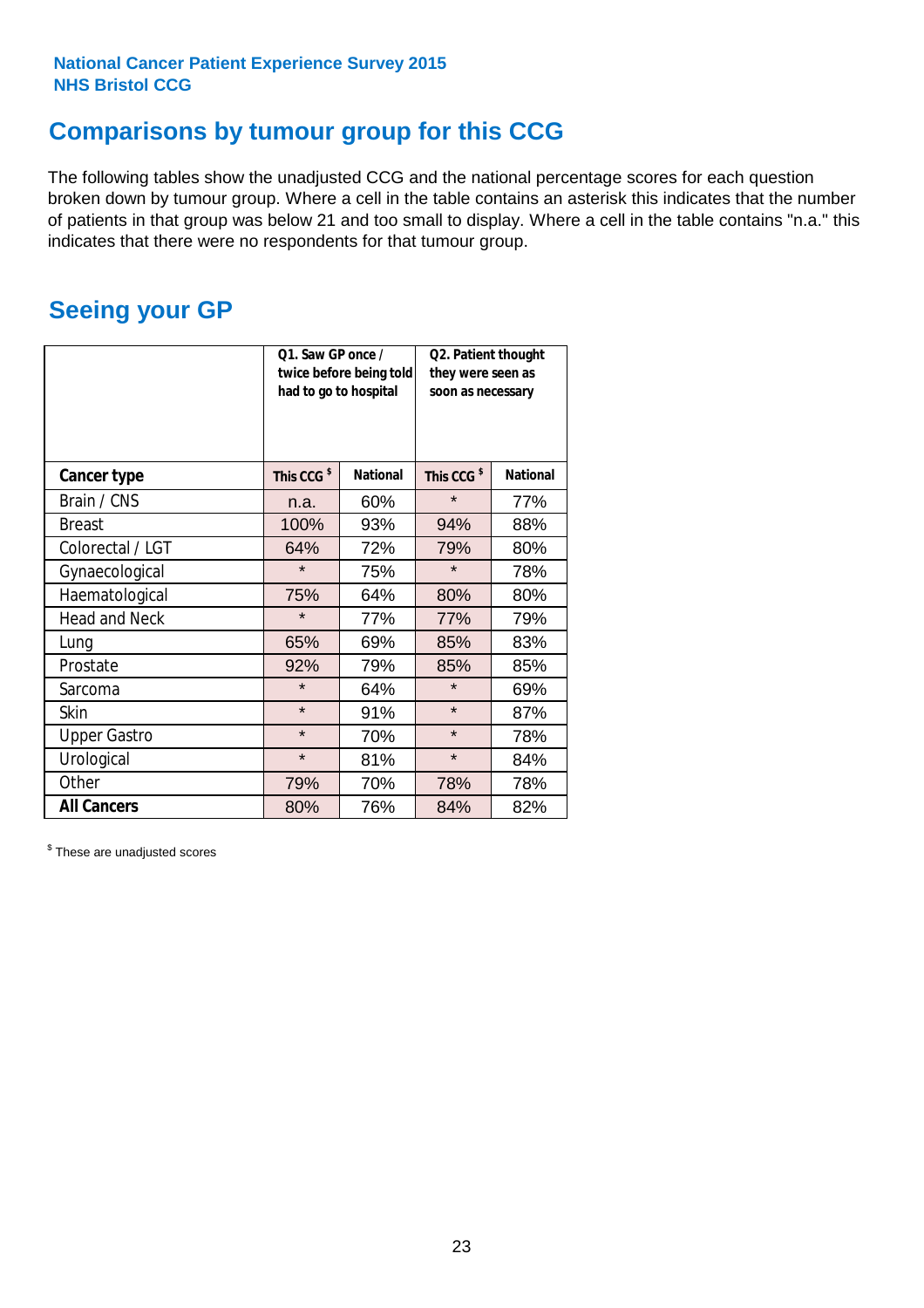National Cancer Patient Experience Survey 2015
NHS Bristol CCG

## Comparisons by tumour group for this CCG

The following tables show the unadjusted CCG and the national percentage scores for each question broken down by tumour group. Where a cell in the table contains an asterisk this indicates that the number of patients in that group was below 21 and too small to display. Where a cell in the table contains "n.a." this indicates that there were no respondents for that tumour group.

## Seeing your GP

| | Q1. Saw GP once / twice before being told had to go to hospital | | Q2. Patient thought they were seen as soon as necessary | |
|---|---|---|---|---|
| **Cancer type** | **This CCG $** | **National** | **This CCG $** | **National** |
| Brain / CNS | n.a. | 60% | * | 77% |
| Breast | 100% | 93% | 94% | 88% |
| Colorectal / LGT | 64% | 72% | 79% | 80% |
| Gynaecological | * | 75% | * | 78% |
| Haematological | 75% | 64% | 80% | 80% |
| Head and Neck | * | 77% | 77% | 79% |
| Lung | 65% | 69% | 85% | 83% |
| Prostate | 92% | 79% | 85% | 85% |
| Sarcoma | * | 64% | * | 69% |
| Skin | * | 91% | * | 87% |
| Upper Gastro | * | 70% | * | 78% |
| Urological | * | 81% | * | 84% |
| Other | 79% | 70% | 78% | 78% |
| **All Cancers** | 80% | 76% | 84% | 82% |

$ These are unadjusted scores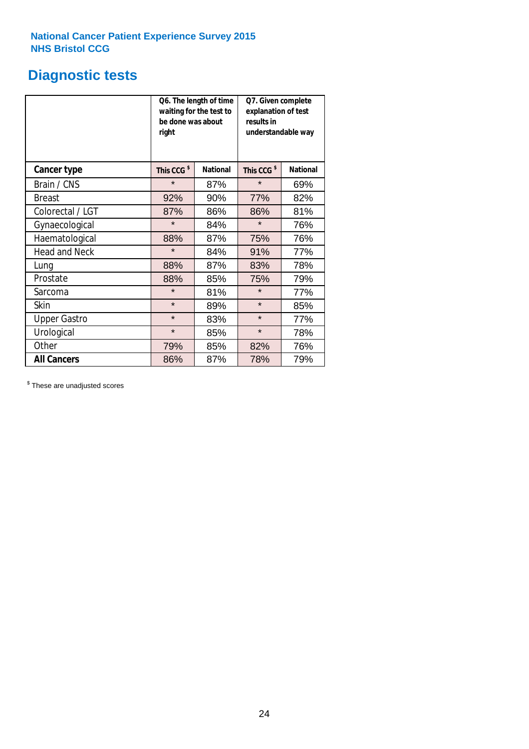National Cancer Patient Experience Survey 2015
NHS Bristol CCG

# Diagnostic tests

| | Q6. The length of time waiting for the test to be done was about right | | Q7. Given complete explanation of test results in understandable way | |
|---|---|---|---|---|
| **Cancer type** | **This CCG $** | **National** | **This CCG $** | **National** |
| Brain / CNS | * | 87% | * | 69% |
| Breast | 92% | 90% | 77% | 82% |
| Colorectal / LGT | 87% | 86% | 86% | 81% |
| Gynaecological | * | 84% | * | 76% |
| Haematological | 88% | 87% | 75% | 76% |
| Head and Neck | * | 84% | 91% | 77% |
| Lung | 88% | 87% | 83% | 78% |
| Prostate | 88% | 85% | 75% | 79% |
| Sarcoma | * | 81% | * | 77% |
| Skin | * | 89% | * | 85% |
| Upper Gastro | * | 83% | * | 77% |
| Urological | * | 85% | * | 78% |
| Other | 79% | 85% | 82% | 76% |
| **All Cancers** | 86% | 87% | 78% | 79% |

$ These are unadjusted scores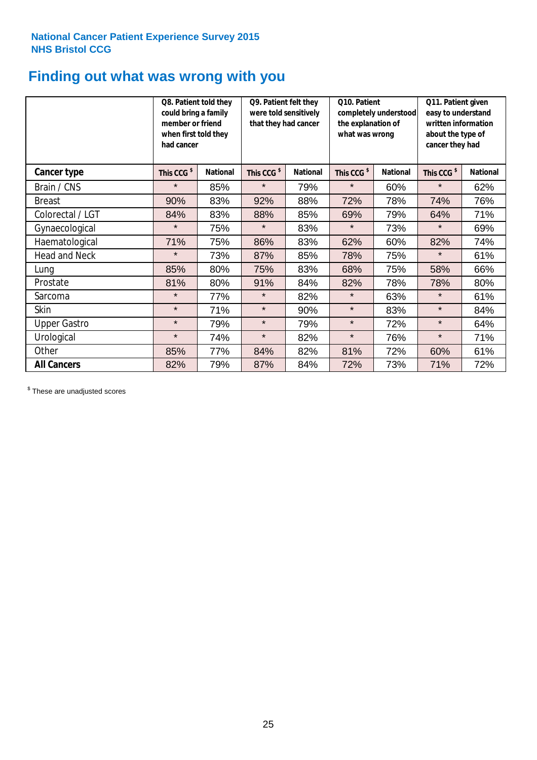National Cancer Patient Experience Survey 2015
NHS Bristol CCG

# Finding out what was wrong with you

| | Q8. Patient told they could bring a family member or friend when first told they had cancer | | Q9. Patient felt they were told sensitively that they had cancer | | Q10. Patient completely understood the explanation of what was wrong | | Q11. Patient given easy to understand written information about the type of cancer they had | |
|---|---|---|---|---|---|---|---|---|
| **Cancer type** | This CCG $ | National | This CCG $ | National | This CCG $ | National | This CCG $ | National |
| Brain / CNS | * | 85% | * | 79% | * | 60% | * | 62% |
| Breast | 90% | 83% | 92% | 88% | 72% | 78% | 74% | 76% |
| Colorectal / LGT | 84% | 83% | 88% | 85% | 69% | 79% | 64% | 71% |
| Gynaecological | * | 75% | * | 83% | * | 73% | * | 69% |
| Haematological | 71% | 75% | 86% | 83% | 62% | 60% | 82% | 74% |
| Head and Neck | * | 73% | 87% | 85% | 78% | 75% | * | 61% |
| Lung | 85% | 80% | 75% | 83% | 68% | 75% | 58% | 66% |
| Prostate | 81% | 80% | 91% | 84% | 82% | 78% | 78% | 80% |
| Sarcoma | * | 77% | * | 82% | * | 63% | * | 61% |
| Skin | * | 71% | * | 90% | * | 83% | * | 84% |
| Upper Gastro | * | 79% | * | 79% | * | 72% | * | 64% |
| Urological | * | 74% | * | 82% | * | 76% | * | 71% |
| Other | 85% | 77% | 84% | 82% | 81% | 72% | 60% | 61% |
| **All Cancers** | 82% | 79% | 87% | 84% | 72% | 73% | 71% | 72% |

$ These are unadjusted scores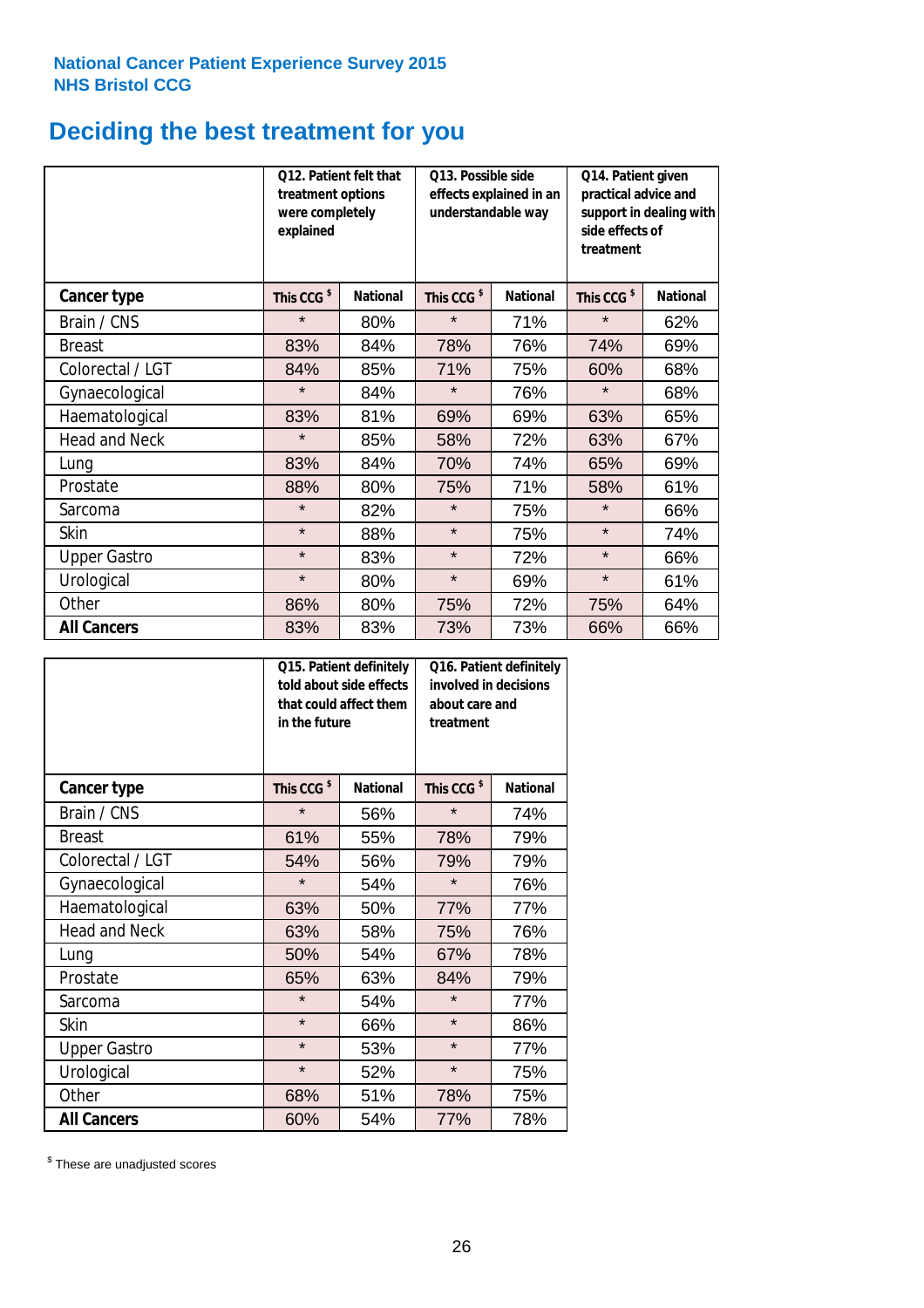National Cancer Patient Experience Survey 2015
NHS Bristol CCG

# Deciding the best treatment for you

| | Q12. Patient felt that treatment options were completely explained | | Q13. Possible side effects explained in an understandable way | | Q14. Patient given practical advice and support in dealing with side effects of treatment | |
|---|---|---|---|---|---|---|
| **Cancer type** | This CCG $ | National | This CCG $ | National | This CCG $ | National |
| Brain / CNS | * | 80% | * | 71% | * | 62% |
| Breast | 83% | 84% | 78% | 76% | 74% | 69% |
| Colorectal / LGT | 84% | 85% | 71% | 75% | 60% | 68% |
| Gynaecological | * | 84% | * | 76% | * | 68% |
| Haematological | 83% | 81% | 69% | 69% | 63% | 65% |
| Head and Neck | * | 85% | 58% | 72% | 63% | 67% |
| Lung | 83% | 84% | 70% | 74% | 65% | 69% |
| Prostate | 88% | 80% | 75% | 71% | 58% | 61% |
| Sarcoma | * | 82% | * | 75% | * | 66% |
| Skin | * | 88% | * | 75% | * | 74% |
| Upper Gastro | * | 83% | * | 72% | * | 66% |
| Urological | * | 80% | * | 69% | * | 61% |
| Other | 86% | 80% | 75% | 72% | 75% | 64% |
| **All Cancers** | 83% | 83% | 73% | 73% | 66% | 66% |

| | Q15. Patient definitely told about side effects that could affect them in the future | | Q16. Patient definitely involved in decisions about care and treatment | |
|---|---|---|---|---|
| **Cancer type** | This CCG $ | National | This CCG $ | National |
| Brain / CNS | * | 56% | * | 74% |
| Breast | 61% | 55% | 78% | 79% |
| Colorectal / LGT | 54% | 56% | 79% | 79% |
| Gynaecological | * | 54% | * | 76% |
| Haematological | 63% | 50% | 77% | 77% |
| Head and Neck | 63% | 58% | 75% | 76% |
| Lung | 50% | 54% | 67% | 78% |
| Prostate | 65% | 63% | 84% | 79% |
| Sarcoma | * | 54% | * | 77% |
| Skin | * | 66% | * | 86% |
| Upper Gastro | * | 53% | * | 77% |
| Urological | * | 52% | * | 75% |
| Other | 68% | 51% | 78% | 75% |
| **All Cancers** | 60% | 54% | 77% | 78% |

$ These are unadjusted scores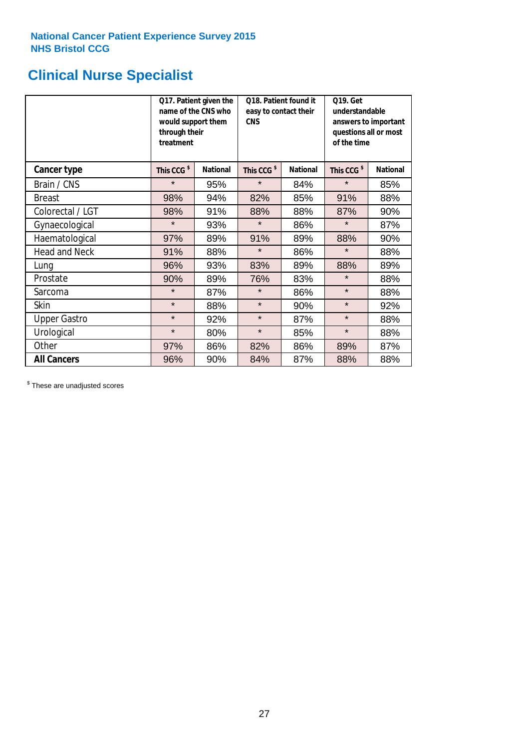National Cancer Patient Experience Survey 2015
NHS Bristol CCG

# Clinical Nurse Specialist

| | Q17. Patient given the name of the CNS who would support them through their treatment | | Q18. Patient found it easy to contact their CNS | | Q19. Get understandable answers to important questions all or most of the time | |
|---|---|---|---|---|---|---|
| **Cancer type** | **This CCG $** | **National** | **This CCG $** | **National** | **This CCG $** | **National** |
| Brain / CNS | * | 95% | * | 84% | * | 85% |
| Breast | 98% | 94% | 82% | 85% | 91% | 88% |
| Colorectal / LGT | 98% | 91% | 88% | 88% | 87% | 90% |
| Gynaecological | * | 93% | * | 86% | * | 87% |
| Haematological | 97% | 89% | 91% | 89% | 88% | 90% |
| Head and Neck | 91% | 88% | * | 86% | * | 88% |
| Lung | 96% | 93% | 83% | 89% | 88% | 89% |
| Prostate | 90% | 89% | 76% | 83% | * | 88% |
| Sarcoma | * | 87% | * | 86% | * | 88% |
| Skin | * | 88% | * | 90% | * | 92% |
| Upper Gastro | * | 92% | * | 87% | * | 88% |
| Urological | * | 80% | * | 85% | * | 88% |
| Other | 97% | 86% | 82% | 86% | 89% | 87% |
| **All Cancers** | 96% | 90% | 84% | 87% | 88% | 88% |

$ These are unadjusted scores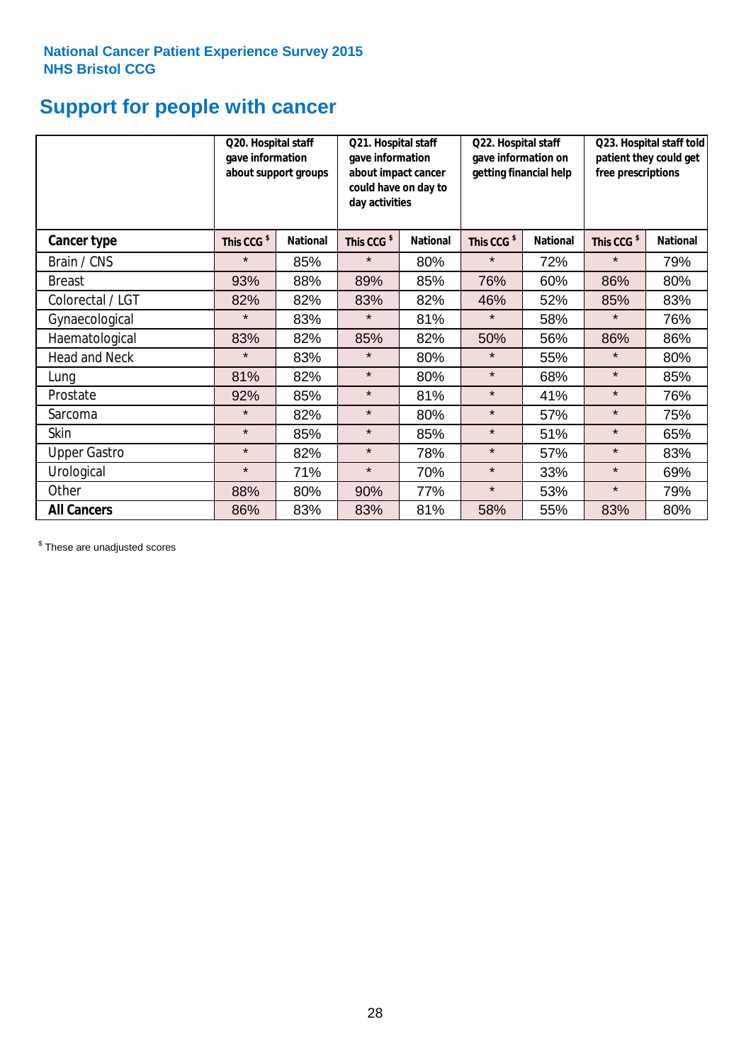National Cancer Patient Experience Survey 2015
NHS Bristol CCG

# Support for people with cancer

| | Q20. Hospital staff gave information about support groups | | Q21. Hospital staff gave information about impact cancer could have on day to day activities | | Q22. Hospital staff gave information on getting financial help | | Q23. Hospital staff told patient they could get free prescriptions | |
|---|---|---|---|---|---|---|---|---|
| **Cancer type** | **This CCG $** | **National** | **This CCG $** | **National** | **This CCG $** | **National** | **This CCG $** | **National** |
| Brain / CNS | * | 85% | * | 80% | * | 72% | * | 79% |
| Breast | 93% | 88% | 89% | 85% | 76% | 60% | 86% | 80% |
| Colorectal / LGT | 82% | 82% | 83% | 82% | 46% | 52% | 85% | 83% |
| Gynaecological | * | 83% | * | 81% | * | 58% | * | 76% |
| Haematological | 83% | 82% | 85% | 82% | 50% | 56% | 86% | 86% |
| Head and Neck | * | 83% | * | 80% | * | 55% | * | 80% |
| Lung | 81% | 82% | * | 80% | * | 68% | * | 85% |
| Prostate | 92% | 85% | * | 81% | * | 41% | * | 76% |
| Sarcoma | * | 82% | * | 80% | * | 57% | * | 75% |
| Skin | * | 85% | * | 85% | * | 51% | * | 65% |
| Upper Gastro | * | 82% | * | 78% | * | 57% | * | 83% |
| Urological | * | 71% | * | 70% | * | 33% | * | 69% |
| Other | 88% | 80% | 90% | 77% | * | 53% | * | 79% |
| **All Cancers** | 86% | 83% | 83% | 81% | 58% | 55% | 83% | 80% |

$ These are unadjusted scores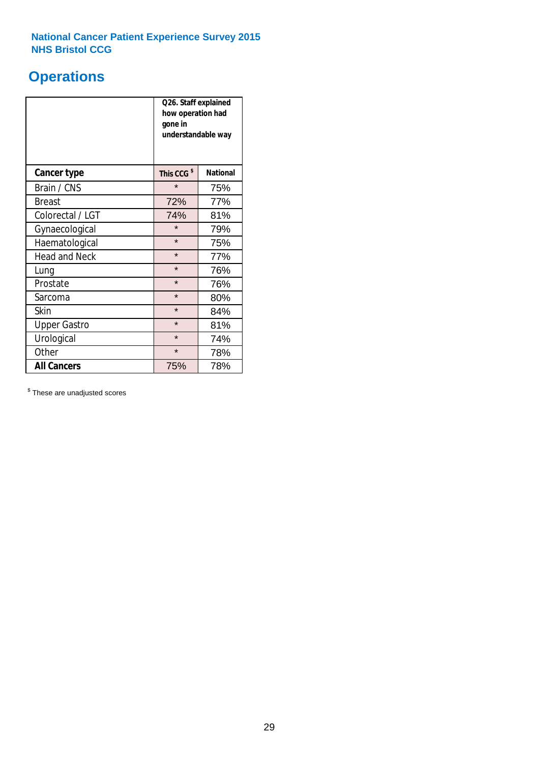National Cancer Patient Experience Survey 2015
NHS Bristol CCG

# Operations

| | Q26. Staff explained how operation had gone in understandable way | |
|---|---|---|
| **Cancer type** | **This CCG $** | **National** |
| Brain / CNS | * | 75% |
| Breast | 72% | 77% |
| Colorectal / LGT | 74% | 81% |
| Gynaecological | * | 79% |
| Haematological | * | 75% |
| Head and Neck | * | 77% |
| Lung | * | 76% |
| Prostate | * | 76% |
| Sarcoma | * | 80% |
| Skin | * | 84% |
| Upper Gastro | * | 81% |
| Urological | * | 74% |
| Other | * | 78% |
| **All Cancers** | 75% | 78% |

$ These are unadjusted scores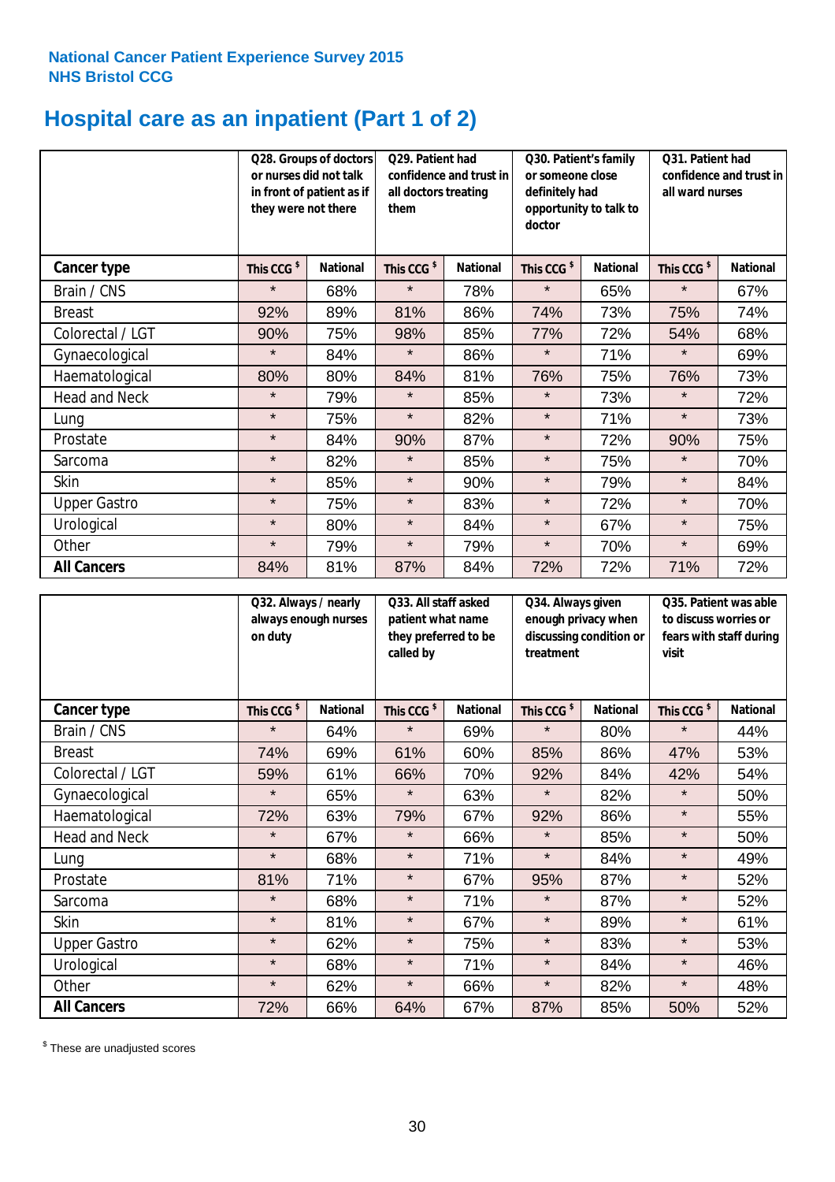National Cancer Patient Experience Survey 2015
NHS Bristol CCG

# Hospital care as an inpatient (Part 1 of 2)

| | Q28. Groups of doctors or nurses did not talk in front of patient as if they were not there | | Q29. Patient had confidence and trust in all doctors treating them | | Q30. Patient's family or someone close definitely had opportunity to talk to doctor | | Q31. Patient had confidence and trust in all ward nurses | |
|---|---|---|---|---|---|---|---|---|
| **Cancer type** | This CCG $ | National | This CCG $ | National | This CCG $ | National | This CCG $ | National |
| Brain / CNS | * | 68% | * | 78% | * | 65% | * | 67% |
| Breast | 92% | 89% | 81% | 86% | 74% | 73% | 75% | 74% |
| Colorectal / LGT | 90% | 75% | 98% | 85% | 77% | 72% | 54% | 68% |
| Gynaecological | * | 84% | * | 86% | * | 71% | * | 69% |
| Haematological | 80% | 80% | 84% | 81% | 76% | 75% | 76% | 73% |
| Head and Neck | * | 79% | * | 85% | * | 73% | * | 72% |
| Lung | * | 75% | * | 82% | * | 71% | * | 73% |
| Prostate | * | 84% | 90% | 87% | * | 72% | 90% | 75% |
| Sarcoma | * | 82% | * | 85% | * | 75% | * | 70% |
| Skin | * | 85% | * | 90% | * | 79% | * | 84% |
| Upper Gastro | * | 75% | * | 83% | * | 72% | * | 70% |
| Urological | * | 80% | * | 84% | * | 67% | * | 75% |
| Other | * | 79% | * | 79% | * | 70% | * | 69% |
| **All Cancers** | 84% | 81% | 87% | 84% | 72% | 72% | 71% | 72% |

| | Q32. Always / nearly always enough nurses on duty | | Q33. All staff asked patient what name they preferred to be called by | | Q34. Always given enough privacy when discussing condition or treatment | | Q35. Patient was able to discuss worries or fears with staff during visit | |
|---|---|---|---|---|---|---|---|---|
| **Cancer type** | This CCG $ | National | This CCG $ | National | This CCG $ | National | This CCG $ | National |
| Brain / CNS | * | 64% | * | 69% | * | 80% | * | 44% |
| Breast | 74% | 69% | 61% | 60% | 85% | 86% | 47% | 53% |
| Colorectal / LGT | 59% | 61% | 66% | 70% | 92% | 84% | 42% | 54% |
| Gynaecological | * | 65% | * | 63% | * | 82% | * | 50% |
| Haematological | 72% | 63% | 79% | 67% | 92% | 86% | * | 55% |
| Head and Neck | * | 67% | * | 66% | * | 85% | * | 50% |
| Lung | * | 68% | * | 71% | * | 84% | * | 49% |
| Prostate | 81% | 71% | * | 67% | 95% | 87% | * | 52% |
| Sarcoma | * | 68% | * | 71% | * | 87% | * | 52% |
| Skin | * | 81% | * | 67% | * | 89% | * | 61% |
| Upper Gastro | * | 62% | * | 75% | * | 83% | * | 53% |
| Urological | * | 68% | * | 71% | * | 84% | * | 46% |
| Other | * | 62% | * | 66% | * | 82% | * | 48% |
| **All Cancers** | 72% | 66% | 64% | 67% | 87% | 85% | 50% | 52% |

$ These are unadjusted scores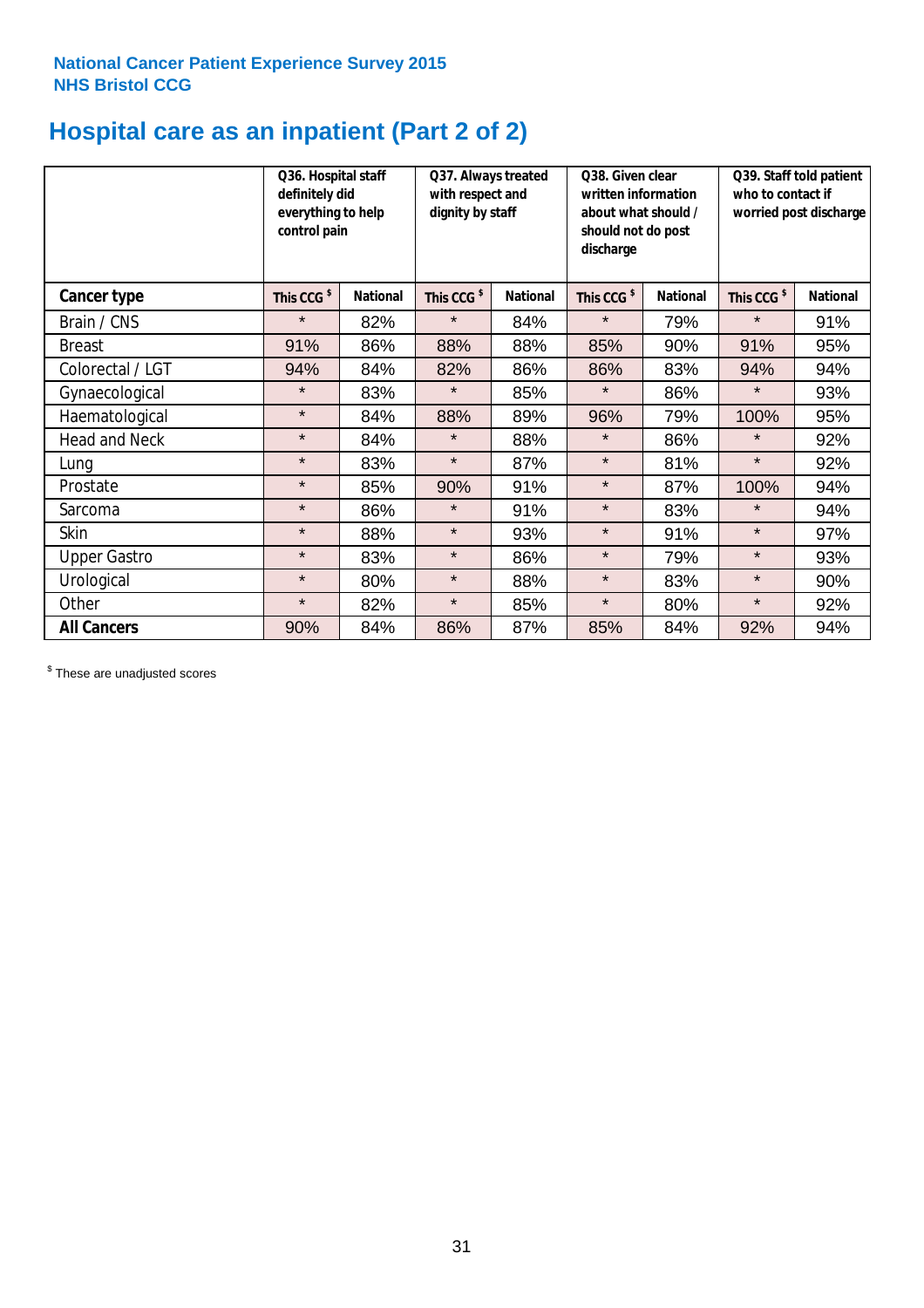National Cancer Patient Experience Survey 2015
NHS Bristol CCG

# Hospital care as an inpatient (Part 2 of 2)

| | Q36. Hospital staff definitely did everything to help control pain | | Q37. Always treated with respect and dignity by staff | | Q38. Given clear written information about what should / should not do post discharge | | Q39. Staff told patient who to contact if worried post discharge | |
|---|---|---|---|---|---|---|---|---|
| **Cancer type** | This CCG $ | National | This CCG $ | National | This CCG $ | National | This CCG $ | National |
| Brain / CNS | * | 82% | * | 84% | * | 79% | * | 91% |
| Breast | 91% | 86% | 88% | 88% | 85% | 90% | 91% | 95% |
| Colorectal / LGT | 94% | 84% | 82% | 86% | 86% | 83% | 94% | 94% |
| Gynaecological | * | 83% | * | 85% | * | 86% | * | 93% |
| Haematological | * | 84% | 88% | 89% | 96% | 79% | 100% | 95% |
| Head and Neck | * | 84% | * | 88% | * | 86% | * | 92% |
| Lung | * | 83% | * | 87% | * | 81% | * | 92% |
| Prostate | * | 85% | 90% | 91% | * | 87% | 100% | 94% |
| Sarcoma | * | 86% | * | 91% | * | 83% | * | 94% |
| Skin | * | 88% | * | 93% | * | 91% | * | 97% |
| Upper Gastro | * | 83% | * | 86% | * | 79% | * | 93% |
| Urological | * | 80% | * | 88% | * | 83% | * | 90% |
| Other | * | 82% | * | 85% | * | 80% | * | 92% |
| **All Cancers** | 90% | 84% | 86% | 87% | 85% | 84% | 92% | 94% |

$ These are unadjusted scores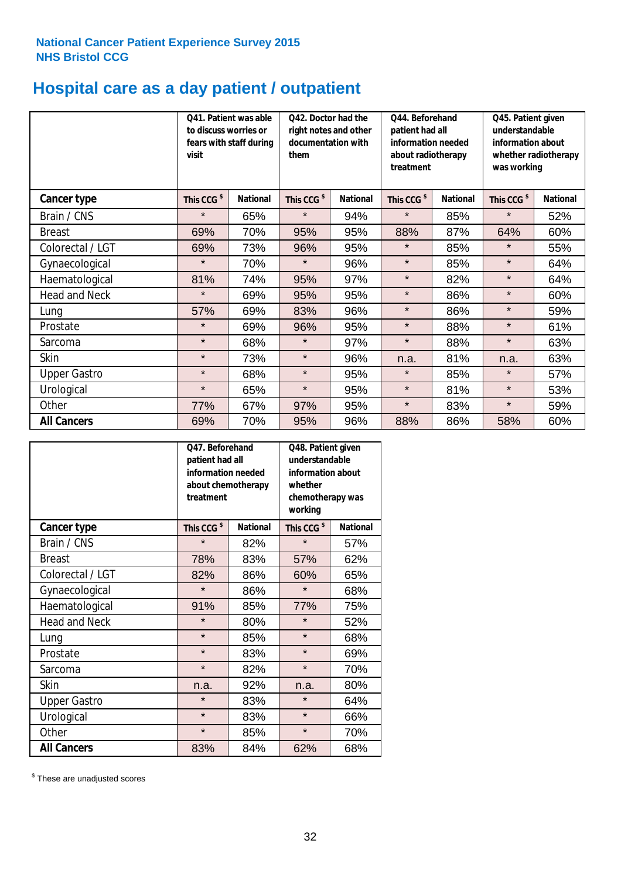National Cancer Patient Experience Survey 2015
NHS Bristol CCG

# Hospital care as a day patient / outpatient

| | Q41. Patient was able to discuss worries or fears with staff during visit | | Q42. Doctor had the right notes and other documentation with them | | Q44. Beforehand patient had all information needed about radiotherapy treatment | | Q45. Patient given understandable information about whether radiotherapy was working | |
|---|---|---|---|---|---|---|---|---|
| **Cancer type** | **This CCG $** | **National** | **This CCG $** | **National** | **This CCG $** | **National** | **This CCG $** | **National** |
| Brain / CNS | * | 65% | * | 94% | * | 85% | * | 52% |
| Breast | 69% | 70% | 95% | 95% | 88% | 87% | 64% | 60% |
| Colorectal / LGT | 69% | 73% | 96% | 95% | * | 85% | * | 55% |
| Gynaecological | * | 70% | * | 96% | * | 85% | * | 64% |
| Haematological | 81% | 74% | 95% | 97% | * | 82% | * | 64% |
| Head and Neck | * | 69% | 95% | 95% | * | 86% | * | 60% |
| Lung | 57% | 69% | 83% | 96% | * | 86% | * | 59% |
| Prostate | * | 69% | 96% | 95% | * | 88% | * | 61% |
| Sarcoma | * | 68% | * | 97% | * | 88% | * | 63% |
| Skin | * | 73% | * | 96% | n.a. | 81% | n.a. | 63% |
| Upper Gastro | * | 68% | * | 95% | * | 85% | * | 57% |
| Urological | * | 65% | * | 95% | * | 81% | * | 53% |
| Other | 77% | 67% | 97% | 95% | * | 83% | * | 59% |
| **All Cancers** | 69% | 70% | 95% | 96% | 88% | 86% | 58% | 60% |

| | Q47. Beforehand patient had all information needed about chemotherapy treatment | | Q48. Patient given understandable information about whether chemotherapy was working | |
|---|---|---|---|---|
| **Cancer type** | **This CCG $** | **National** | **This CCG $** | **National** |
| Brain / CNS | * | 82% | * | 57% |
| Breast | 78% | 83% | 57% | 62% |
| Colorectal / LGT | 82% | 86% | 60% | 65% |
| Gynaecological | * | 86% | * | 68% |
| Haematological | 91% | 85% | 77% | 75% |
| Head and Neck | * | 80% | * | 52% |
| Lung | * | 85% | * | 68% |
| Prostate | * | 83% | * | 69% |
| Sarcoma | * | 82% | * | 70% |
| Skin | n.a. | 92% | n.a. | 80% |
| Upper Gastro | * | 83% | * | 64% |
| Urological | * | 83% | * | 66% |
| Other | * | 85% | * | 70% |
| **All Cancers** | 83% | 84% | 62% | 68% |

$ These are unadjusted scores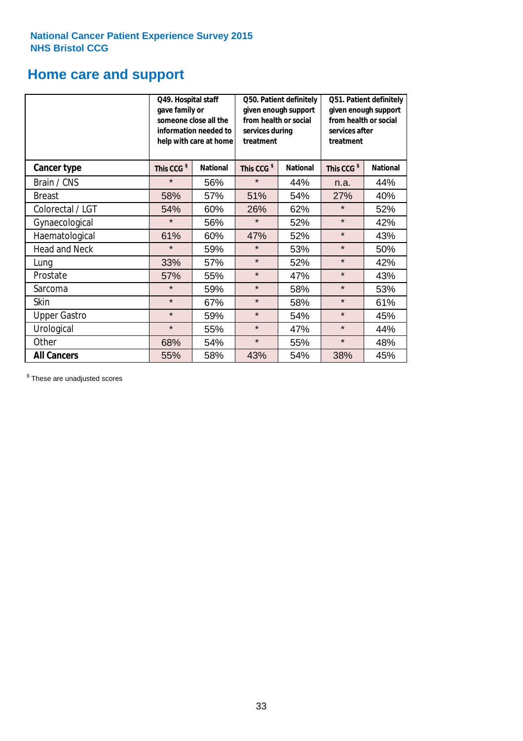**National Cancer Patient Experience Survey 2015**
**NHS Bristol CCG**

# Home care and support

| | Q49. Hospital staff gave family or someone close all the information needed to help with care at home | | Q50. Patient definitely given enough support from health or social services during treatment | | Q51. Patient definitely given enough support from health or social services after treatment | |
|---|---|---|---|---|---|---|
| **Cancer type** | **This CCG $** | **National** | **This CCG $** | **National** | **This CCG $** | **National** |
| Brain / CNS | * | 56% | * | 44% | n.a. | 44% |
| Breast | 58% | 57% | 51% | 54% | 27% | 40% |
| Colorectal / LGT | 54% | 60% | 26% | 62% | * | 52% |
| Gynaecological | * | 56% | * | 52% | * | 42% |
| Haematological | 61% | 60% | 47% | 52% | * | 43% |
| Head and Neck | * | 59% | * | 53% | * | 50% |
| Lung | 33% | 57% | * | 52% | * | 42% |
| Prostate | 57% | 55% | * | 47% | * | 43% |
| Sarcoma | * | 59% | * | 58% | * | 53% |
| Skin | * | 67% | * | 58% | * | 61% |
| Upper Gastro | * | 59% | * | 54% | * | 45% |
| Urological | * | 55% | * | 47% | * | 44% |
| Other | 68% | 54% | * | 55% | * | 48% |
| **All Cancers** | 55% | 58% | 43% | 54% | 38% | 45% |

$ These are unadjusted scores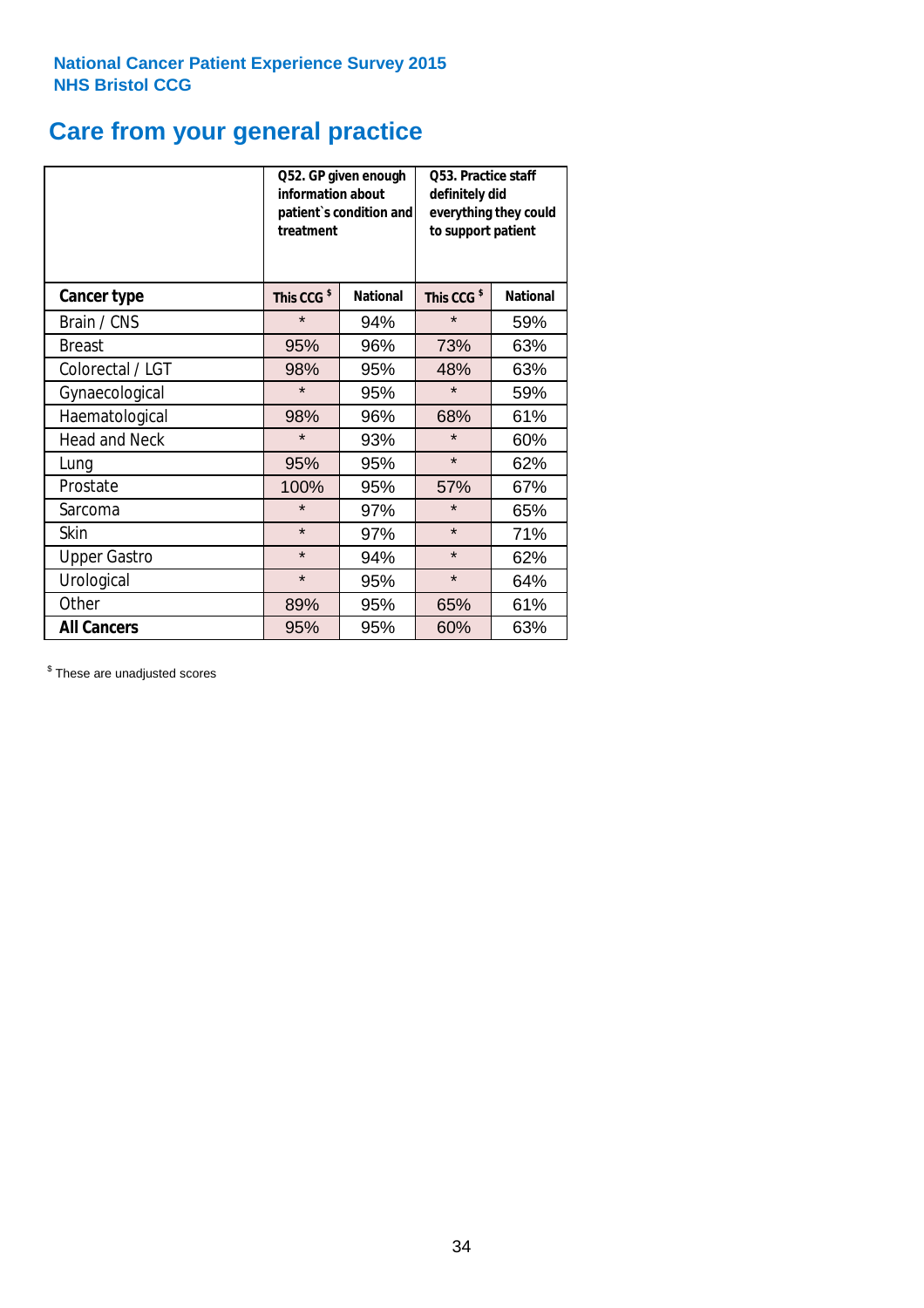National Cancer Patient Experience Survey 2015
NHS Bristol CCG

# Care from your general practice

| | Q52. GP given enough information about patient`s condition and treatment | | Q53. Practice staff definitely did everything they could to support patient | |
|---|---|---|---|---|
| **Cancer type** | **This CCG $** | **National** | **This CCG $** | **National** |
| Brain / CNS | * | 94% | * | 59% |
| Breast | 95% | 96% | 73% | 63% |
| Colorectal / LGT | 98% | 95% | 48% | 63% |
| Gynaecological | * | 95% | * | 59% |
| Haematological | 98% | 96% | 68% | 61% |
| Head and Neck | * | 93% | * | 60% |
| Lung | 95% | 95% | * | 62% |
| Prostate | 100% | 95% | 57% | 67% |
| Sarcoma | * | 97% | * | 65% |
| Skin | * | 97% | * | 71% |
| Upper Gastro | * | 94% | * | 62% |
| Urological | * | 95% | * | 64% |
| Other | 89% | 95% | 65% | 61% |
| **All Cancers** | 95% | 95% | 60% | 63% |

$ These are unadjusted scores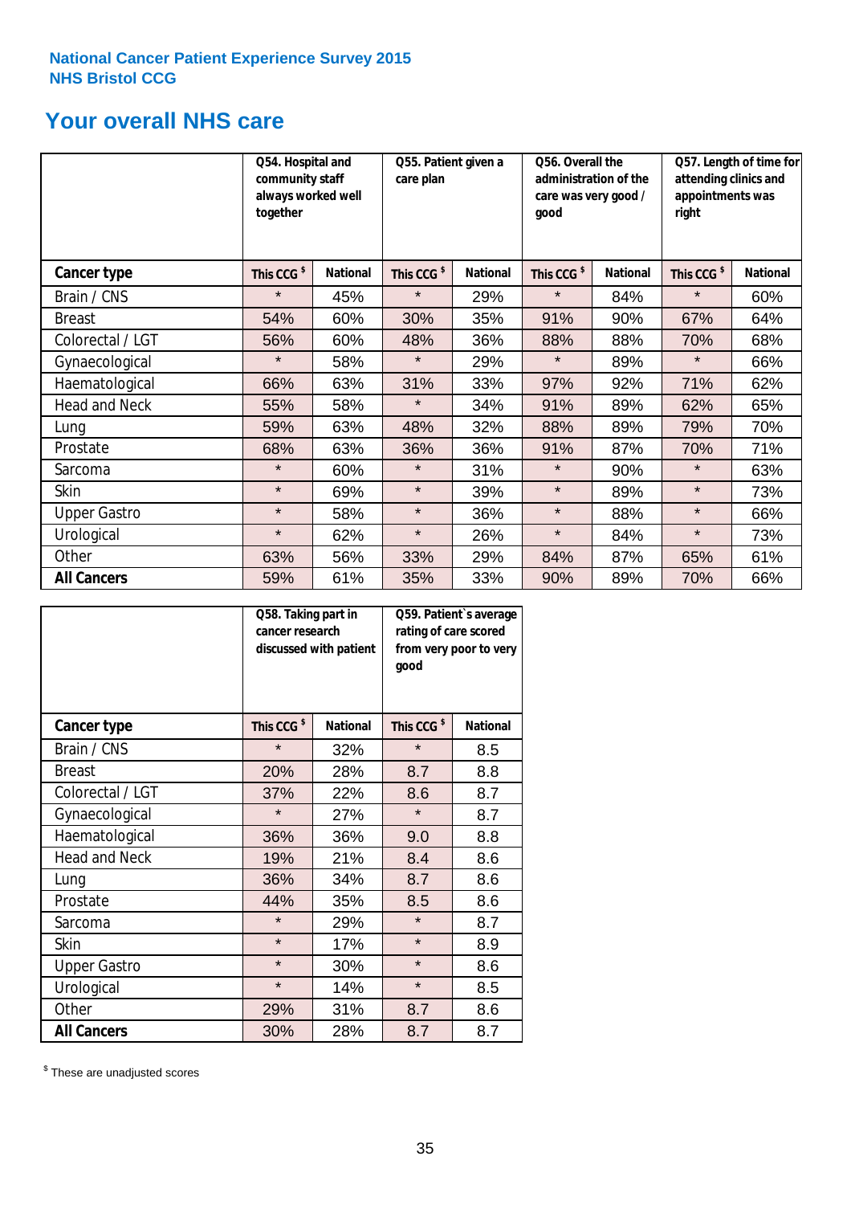National Cancer Patient Experience Survey 2015
NHS Bristol CCG

## Your overall NHS care

| | Q54. Hospital and community staff always worked well together | | Q55. Patient given a care plan | | Q56. Overall the administration of the care was very good / good | | Q57. Length of time for attending clinics and appointments was right | |
|---|---|---|---|---|---|---|---|---|
| **Cancer type** | This CCG $ | National | This CCG $ | National | This CCG $ | National | This CCG $ | National |
| Brain / CNS | * | 45% | * | 29% | * | 84% | * | 60% |
| Breast | 54% | 60% | 30% | 35% | 91% | 90% | 67% | 64% |
| Colorectal / LGT | 56% | 60% | 48% | 36% | 88% | 88% | 70% | 68% |
| Gynaecological | * | 58% | * | 29% | * | 89% | * | 66% |
| Haematological | 66% | 63% | 31% | 33% | 97% | 92% | 71% | 62% |
| Head and Neck | 55% | 58% | * | 34% | 91% | 89% | 62% | 65% |
| Lung | 59% | 63% | 48% | 32% | 88% | 89% | 79% | 70% |
| Prostate | 68% | 63% | 36% | 36% | 91% | 87% | 70% | 71% |
| Sarcoma | * | 60% | * | 31% | * | 90% | * | 63% |
| Skin | * | 69% | * | 39% | * | 89% | * | 73% |
| Upper Gastro | * | 58% | * | 36% | * | 88% | * | 66% |
| Urological | * | 62% | * | 26% | * | 84% | * | 73% |
| Other | 63% | 56% | 33% | 29% | 84% | 87% | 65% | 61% |
| **All Cancers** | 59% | 61% | 35% | 33% | 90% | 89% | 70% | 66% |

| | Q58. Taking part in cancer research discussed with patient | | Q59. Patient`s average rating of care scored from very poor to very good | |
|---|---|---|---|---|
| **Cancer type** | This CCG $ | National | This CCG $ | National |
| Brain / CNS | * | 32% | * | 8.5 |
| Breast | 20% | 28% | 8.7 | 8.8 |
| Colorectal / LGT | 37% | 22% | 8.6 | 8.7 |
| Gynaecological | * | 27% | * | 8.7 |
| Haematological | 36% | 36% | 9.0 | 8.8 |
| Head and Neck | 19% | 21% | 8.4 | 8.6 |
| Lung | 36% | 34% | 8.7 | 8.6 |
| Prostate | 44% | 35% | 8.5 | 8.6 |
| Sarcoma | * | 29% | * | 8.7 |
| Skin | * | 17% | * | 8.9 |
| Upper Gastro | * | 30% | * | 8.6 |
| Urological | * | 14% | * | 8.5 |
| Other | 29% | 31% | 8.7 | 8.6 |
| **All Cancers** | 30% | 28% | 8.7 | 8.7 |

$ These are unadjusted scores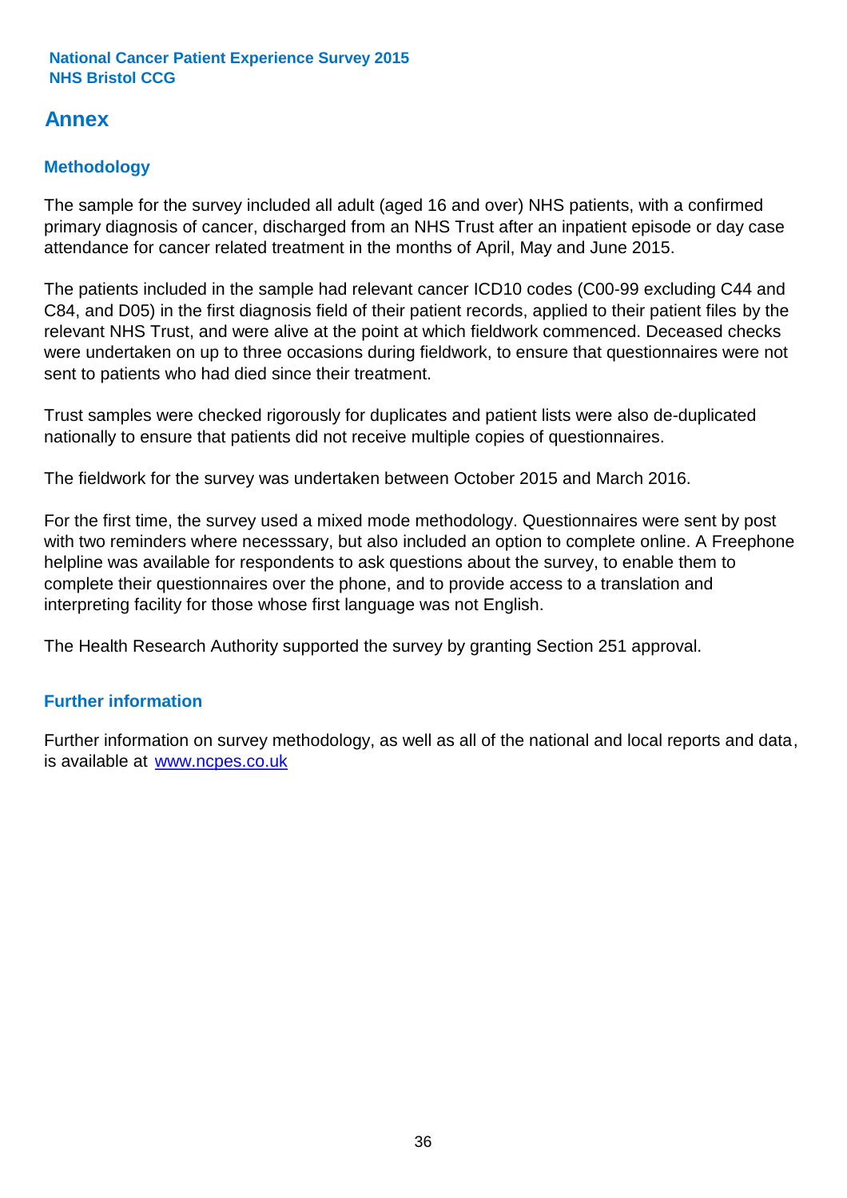# Annex

## Methodology

The sample for the survey included all adult (aged 16 and over) NHS patients, with a confirmed primary diagnosis of cancer, discharged from an NHS Trust after an inpatient episode or day case attendance for cancer related treatment in the months of April, May and June 2015.

The patients included in the sample had relevant cancer ICD10 codes (C00-99 excluding C44 and C84, and D05) in the first diagnosis field of their patient records, applied to their patient files by the relevant NHS Trust, and were alive at the point at which fieldwork commenced. Deceased checks were undertaken on up to three occasions during fieldwork, to ensure that questionnaires were not sent to patients who had died since their treatment.

Trust samples were checked rigorously for duplicates and patient lists were also de-duplicated nationally to ensure that patients did not receive multiple copies of questionnaires.

The fieldwork for the survey was undertaken between October 2015 and March 2016.

For the first time, the survey used a mixed mode methodology. Questionnaires were sent by post with two reminders where necesssary, but also included an option to complete online. A Freephone helpline was available for respondents to ask questions about the survey, to enable them to complete their questionnaires over the phone, and to provide access to a translation and interpreting facility for those whose first language was not English.

The Health Research Authority supported the survey by granting Section 251 approval.

## Further information

Further information on survey methodology, as well as all of the national and local reports and data, is available at [www.ncpes.co.uk](http://www.ncpes.co.uk)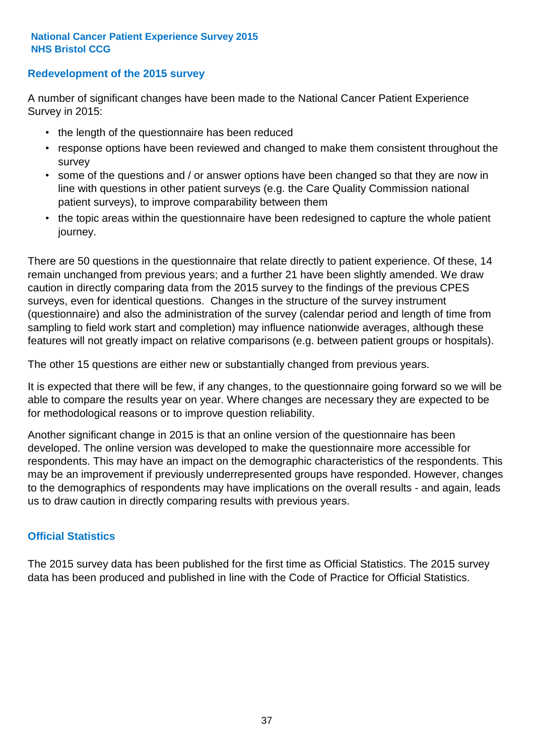## Redevelopment of the 2015 survey

A number of significant changes have been made to the National Cancer Patient Experience Survey in 2015:

- the length of the questionnaire has been reduced
- response options have been reviewed and changed to make them consistent throughout the survey
- some of the questions and / or answer options have been changed so that they are now in line with questions in other patient surveys (e.g. the Care Quality Commission national patient surveys), to improve comparability between them
- the topic areas within the questionnaire have been redesigned to capture the whole patient journey.

There are 50 questions in the questionnaire that relate directly to patient experience. Of these, 14 remain unchanged from previous years; and a further 21 have been slightly amended. We draw caution in directly comparing data from the 2015 survey to the findings of the previous CPES surveys, even for identical questions. Changes in the structure of the survey instrument (questionnaire) and also the administration of the survey (calendar period and length of time from sampling to field work start and completion) may influence nationwide averages, although these features will not greatly impact on relative comparisons (e.g. between patient groups or hospitals).

The other 15 questions are either new or substantially changed from previous years.

It is expected that there will be few, if any changes, to the questionnaire going forward so we will be able to compare the results year on year. Where changes are necessary they are expected to be for methodological reasons or to improve question reliability.

Another significant change in 2015 is that an online version of the questionnaire has been developed. The online version was developed to make the questionnaire more accessible for respondents. This may have an impact on the demographic characteristics of the respondents. This may be an improvement if previously underrepresented groups have responded. However, changes to the demographics of respondents may have implications on the overall results - and again, leads us to draw caution in directly comparing results with previous years.

## Official Statistics

The 2015 survey data has been published for the first time as Official Statistics. The 2015 survey data has been produced and published in line with the Code of Practice for Official Statistics.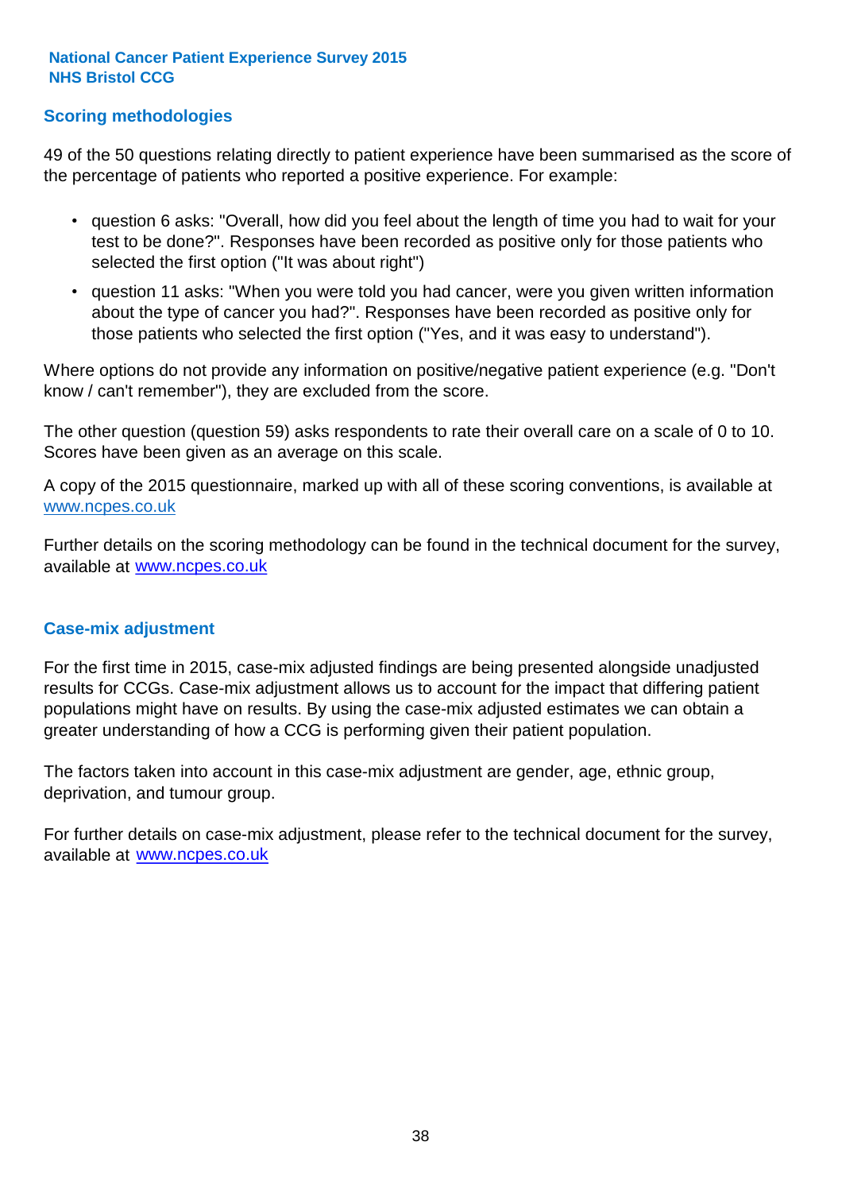## Scoring methodologies

49 of the 50 questions relating directly to patient experience have been summarised as the score of the percentage of patients who reported a positive experience. For example:

- question 6 asks: "Overall, how did you feel about the length of time you had to wait for your test to be done?". Responses have been recorded as positive only for those patients who selected the first option ("It was about right")
- question 11 asks: "When you were told you had cancer, were you given written information about the type of cancer you had?". Responses have been recorded as positive only for those patients who selected the first option ("Yes, and it was easy to understand").

Where options do not provide any information on positive/negative patient experience (e.g. "Don't know / can't remember"), they are excluded from the score.

The other question (question 59) asks respondents to rate their overall care on a scale of 0 to 10. Scores have been given as an average on this scale.

A copy of the 2015 questionnaire, marked up with all of these scoring conventions, is available at www.ncpes.co.uk

Further details on the scoring methodology can be found in the technical document for the survey, available at www.ncpes.co.uk

## Case-mix adjustment

For the first time in 2015, case-mix adjusted findings are being presented alongside unadjusted results for CCGs. Case-mix adjustment allows us to account for the impact that differing patient populations might have on results. By using the case-mix adjusted estimates we can obtain a greater understanding of how a CCG is performing given their patient population.

The factors taken into account in this case-mix adjustment are gender, age, ethnic group, deprivation, and tumour group.

For further details on case-mix adjustment, please refer to the technical document for the survey, available at www.ncpes.co.uk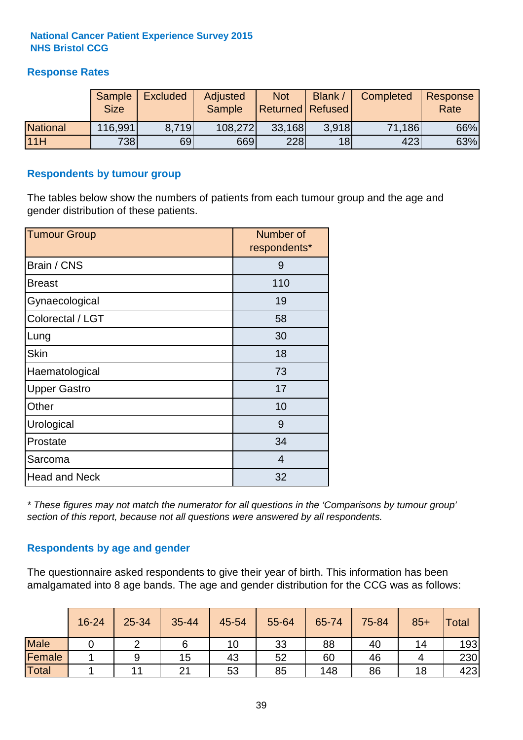**National Cancer Patient Experience Survey 2015**
**NHS Bristol CCG**

## Response Rates

| | Sample Size | Excluded | Adjusted Sample | Not Returned | Blank / Refused | Completed | Response Rate |
|---|---|---|---|---|---|---|---|
| National | 116,991 | 8,719 | 108,272 | 33,168 | 3,918 | 71,186 | 66% |
| 11H | 738 | 69 | 669 | 228 | 18 | 423 | 63% |

## Respondents by tumour group

The tables below show the numbers of patients from each tumour group and the age and gender distribution of these patients.

| Tumour Group | Number of respondents* |
|---|---|
| Brain / CNS | 9 |
| Breast | 110 |
| Gynaecological | 19 |
| Colorectal / LGT | 58 |
| Lung | 30 |
| Skin | 18 |
| Haematological | 73 |
| Upper Gastro | 17 |
| Other | 10 |
| Urological | 9 |
| Prostate | 34 |
| Sarcoma | 4 |
| Head and Neck | 32 |

*\* These figures may not match the numerator for all questions in the 'Comparisons by tumour group' section of this report, because not all questions were answered by all respondents.*

## Respondents by age and gender

The questionnaire asked respondents to give their year of birth. This information has been amalgamated into 8 age bands. The age and gender distribution for the CCG was as follows:

| | 16-24 | 25-34 | 35-44 | 45-54 | 55-64 | 65-74 | 75-84 | 85+ | Total |
|---|---|---|---|---|---|---|---|---|---|
| Male | 0 | 2 | 6 | 10 | 33 | 88 | 40 | 14 | 193 |
| Female | 1 | 9 | 15 | 43 | 52 | 60 | 46 | 4 | 230 |
| Total | 1 | 11 | 21 | 53 | 85 | 148 | 86 | 18 | 423 |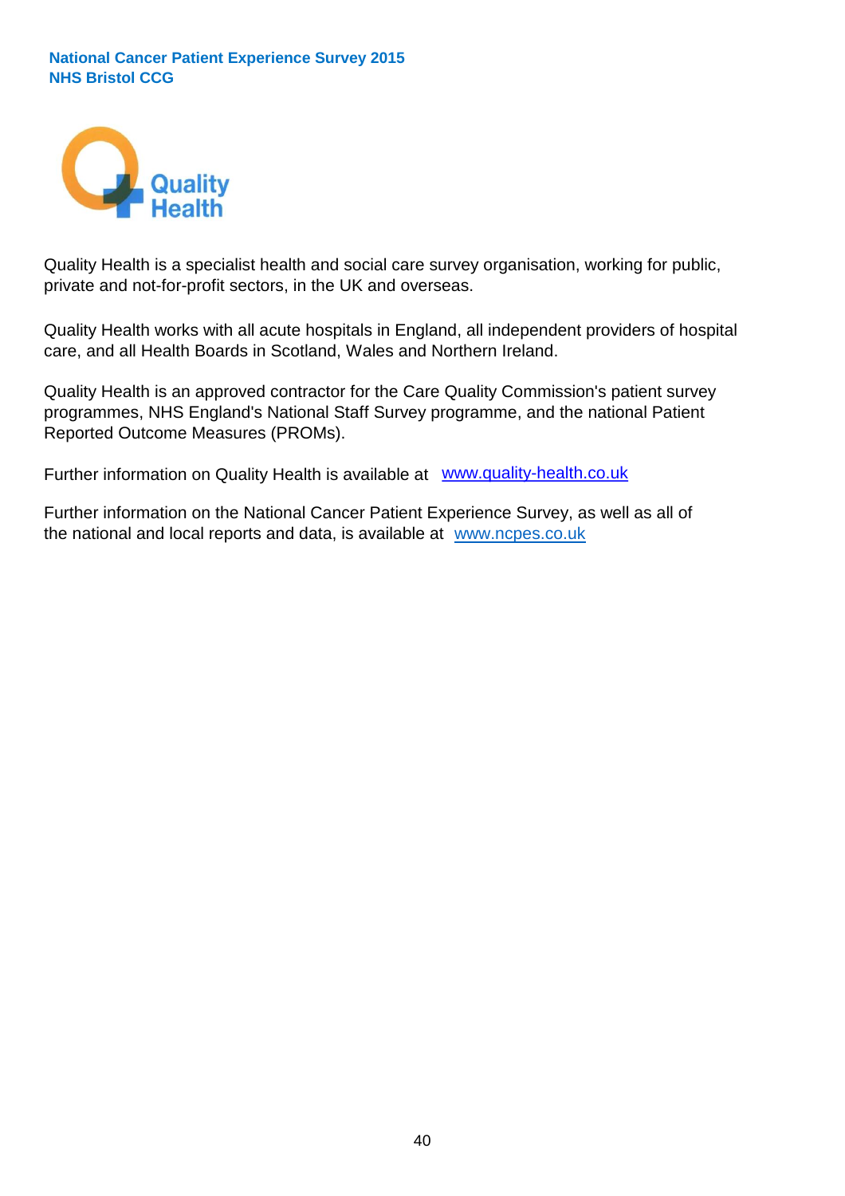Quality Health is a specialist health and social care survey organisation, working for public, private and not-for-profit sectors, in the UK and overseas.

Quality Health works with all acute hospitals in England, all independent providers of hospital care, and all Health Boards in Scotland, Wales and Northern Ireland.

Quality Health is an approved contractor for the Care Quality Commission's patient survey programmes, NHS England's National Staff Survey programme, and the national Patient Reported Outcome Measures (PROMs).

Further information on Quality Health is available at [www.quality-health.co.uk](http://www.quality-health.co.uk)

Further information on the National Cancer Patient Experience Survey, as well as all of the national and local reports and data, is available at [www.ncpes.co.uk](http://www.ncpes.co.uk)